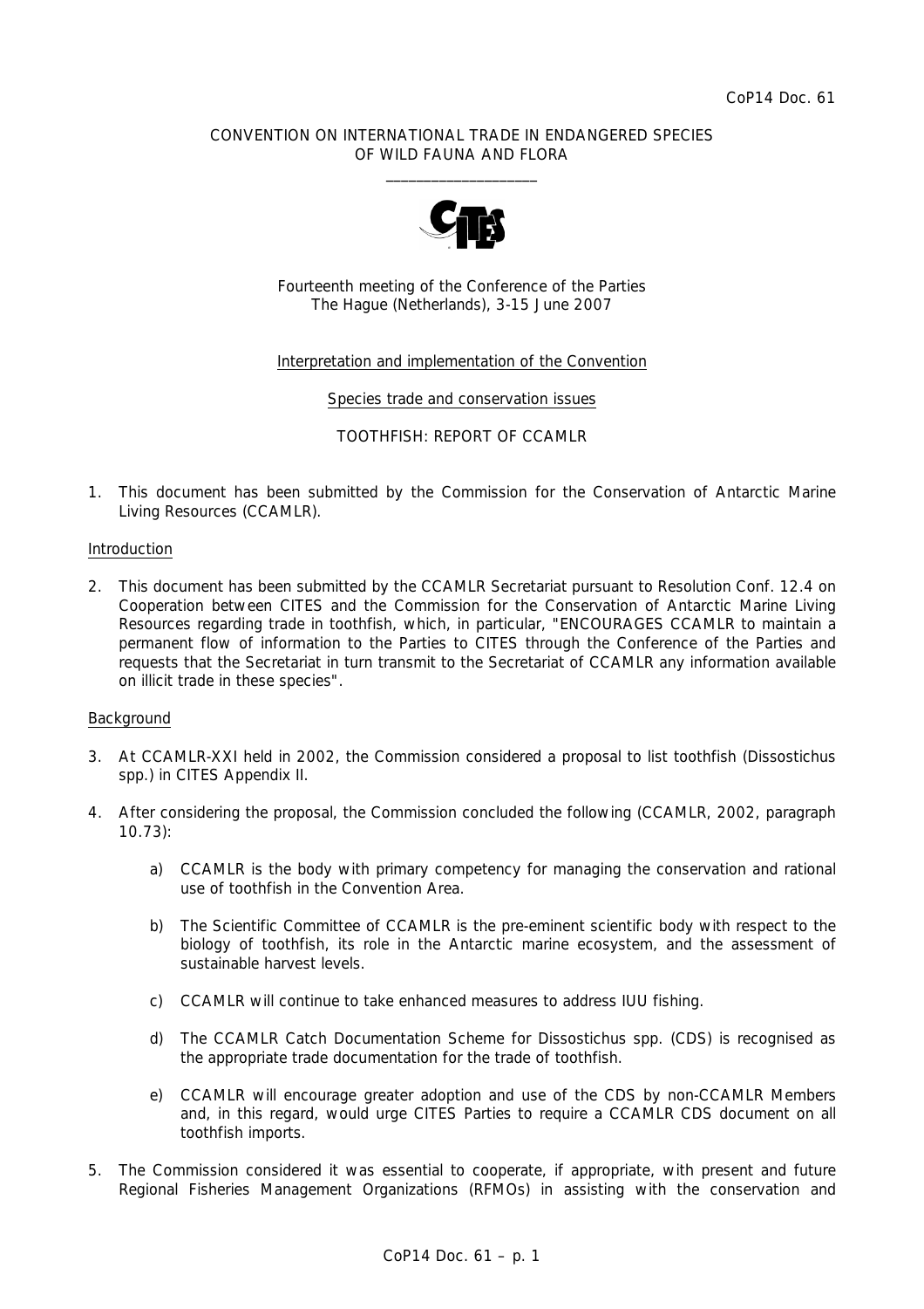CoP14 Doc. 61

CONVENTION ON INTERNATIONAL TRADE IN ENDANGERED SPECIES
OF WILD FAUNA AND FLORA

\_\_\_\_\_\_\_\_\_\_\_\_\_\_\_\_\_\_\_\_

Fourteenth meeting of the Conference of the Parties
The Hague (Netherlands), 3-15 June 2007

Interpretation and implementation of the Convention

Species trade and conservation issues

TOOTHFISH: REPORT OF CCAMLR

1. This document has been submitted by the Commission for the Conservation of Antarctic Marine Living Resources (CCAMLR).

## Introduction

2. This document has been submitted by the CCAMLR Secretariat pursuant to Resolution Conf. 12.4 on Cooperation between CITES and the Commission for the Conservation of Antarctic Marine Living Resources regarding trade in toothfish, which, in particular, "ENCOURAGES CCAMLR to maintain a permanent flow of information to the Parties to CITES through the Conference of the Parties and requests that the Secretariat in turn transmit to the Secretariat of CCAMLR any information available on illicit trade in these species".

## Background

3. At CCAMLR-XXI held in 2002, the Commission considered a proposal to list toothfish (Dissostichus spp.) in CITES Appendix II.

4. After considering the proposal, the Commission concluded the following (CCAMLR, 2002, paragraph 10.73):

   a) CCAMLR is the body with primary competency for managing the conservation and rational use of toothfish in the Convention Area.

   b) The Scientific Committee of CCAMLR is the pre-eminent scientific body with respect to the biology of toothfish, its role in the Antarctic marine ecosystem, and the assessment of sustainable harvest levels.

   c) CCAMLR will continue to take enhanced measures to address IUU fishing.

   d) The CCAMLR Catch Documentation Scheme for Dissostichus spp. (CDS) is recognised as the appropriate trade documentation for the trade of toothfish.

   e) CCAMLR will encourage greater adoption and use of the CDS by non-CCAMLR Members and, in this regard, would urge CITES Parties to require a CCAMLR CDS document on all toothfish imports.

5. The Commission considered it was essential to cooperate, if appropriate, with present and future Regional Fisheries Management Organizations (RFMOs) in assisting with the conservation and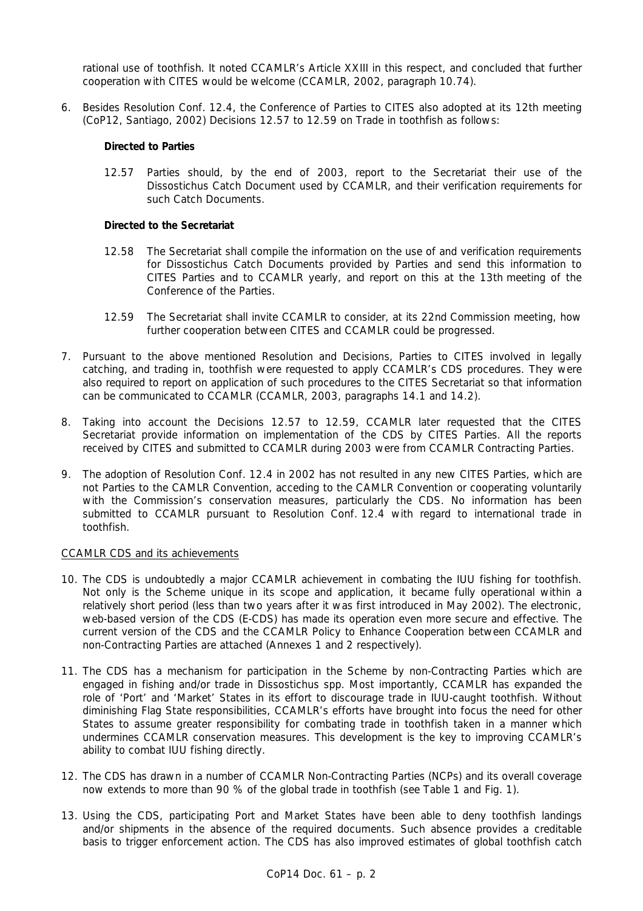rational use of toothfish. It noted CCAMLR's Article XXIII in this respect, and concluded that further cooperation with CITES would be welcome (CCAMLR, 2002, paragraph 10.74).

6. Besides Resolution Conf. 12.4, the Conference of Parties to CITES also adopted at its 12th meeting (CoP12, Santiago, 2002) Decisions 12.57 to 12.59 on Trade in toothfish as follows:

   **Directed to Parties**

   12.57 Parties should, by the end of 2003, report to the Secretariat their use of the Dissostichus Catch Document used by CCAMLR, and their verification requirements for such Catch Documents.

   **Directed to the Secretariat**

   12.58 The Secretariat shall compile the information on the use of and verification requirements for Dissostichus Catch Documents provided by Parties and send this information to CITES Parties and to CCAMLR yearly, and report on this at the 13th meeting of the Conference of the Parties.

   12.59 The Secretariat shall invite CCAMLR to consider, at its 22nd Commission meeting, how further cooperation between CITES and CCAMLR could be progressed.

7. Pursuant to the above mentioned Resolution and Decisions, Parties to CITES involved in legally catching, and trading in, toothfish were requested to apply CCAMLR's CDS procedures. They were also required to report on application of such procedures to the CITES Secretariat so that information can be communicated to CCAMLR (CCAMLR, 2003, paragraphs 14.1 and 14.2).

8. Taking into account the Decisions 12.57 to 12.59, CCAMLR later requested that the CITES Secretariat provide information on implementation of the CDS by CITES Parties. All the reports received by CITES and submitted to CCAMLR during 2003 were from CCAMLR Contracting Parties.

9. The adoption of Resolution Conf. 12.4 in 2002 has not resulted in any new CITES Parties, which are not Parties to the CAMLR Convention, acceding to the CAMLR Convention or cooperating voluntarily with the Commission's conservation measures, particularly the CDS. No information has been submitted to CCAMLR pursuant to Resolution Conf. 12.4 with regard to international trade in toothfish.

<u>CCAMLR CDS and its achievements</u>

10. The CDS is undoubtedly a major CCAMLR achievement in combating the IUU fishing for toothfish. Not only is the Scheme unique in its scope and application, it became fully operational within a relatively short period (less than two years after it was first introduced in May 2002). The electronic, web-based version of the CDS (E-CDS) has made its operation even more secure and effective. The current version of the CDS and the CCAMLR Policy to Enhance Cooperation between CCAMLR and non-Contracting Parties are attached (Annexes 1 and 2 respectively).

11. The CDS has a mechanism for participation in the Scheme by non-Contracting Parties which are engaged in fishing and/or trade in Dissostichus spp. Most importantly, CCAMLR has expanded the role of 'Port' and 'Market' States in its effort to discourage trade in IUU-caught toothfish. Without diminishing Flag State responsibilities, CCAMLR's efforts have brought into focus the need for other States to assume greater responsibility for combating trade in toothfish taken in a manner which undermines CCAMLR conservation measures. This development is the key to improving CCAMLR's ability to combat IUU fishing directly.

12. The CDS has drawn in a number of CCAMLR Non-Contracting Parties (NCPs) and its overall coverage now extends to more than 90 % of the global trade in toothfish (see Table 1 and Fig. 1).

13. Using the CDS, participating Port and Market States have been able to deny toothfish landings and/or shipments in the absence of the required documents. Such absence provides a creditable basis to trigger enforcement action. The CDS has also improved estimates of global toothfish catch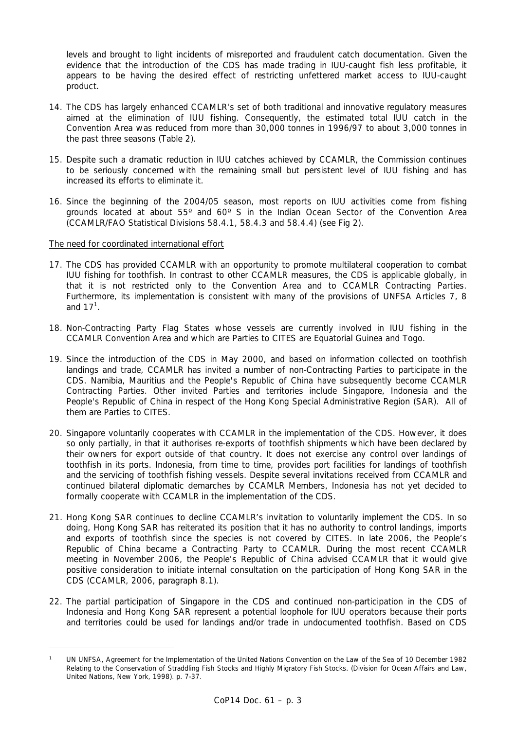levels and brought to light incidents of misreported and fraudulent catch documentation. Given the evidence that the introduction of the CDS has made trading in IUU-caught fish less profitable, it appears to be having the desired effect of restricting unfettered market access to IUU-caught product.

14. The CDS has largely enhanced CCAMLR's set of both traditional and innovative regulatory measures aimed at the elimination of IUU fishing. Consequently, the estimated total IUU catch in the Convention Area was reduced from more than 30,000 tonnes in 1996/97 to about 3,000 tonnes in the past three seasons (Table 2).

15. Despite such a dramatic reduction in IUU catches achieved by CCAMLR, the Commission continues to be seriously concerned with the remaining small but persistent level of IUU fishing and has increased its efforts to eliminate it.

16. Since the beginning of the 2004/05 season, most reports on IUU activities come from fishing grounds located at about 55º and 60º S in the Indian Ocean Sector of the Convention Area (CCAMLR/FAO Statistical Divisions 58.4.1, 58.4.3 and 58.4.4) (see Fig 2).

<u>The need for coordinated international effort</u>

17. The CDS has provided CCAMLR with an opportunity to promote multilateral cooperation to combat IUU fishing for toothfish. In contrast to other CCAMLR measures, the CDS is applicable globally, in that it is not restricted only to the Convention Area and to CCAMLR Contracting Parties. Furthermore, its implementation is consistent with many of the provisions of UNFSA Articles 7, 8 and 17[1].

18. Non-Contracting Party Flag States whose vessels are currently involved in IUU fishing in the CCAMLR Convention Area and which are Parties to CITES are Equatorial Guinea and Togo.

19. Since the introduction of the CDS in May 2000, and based on information collected on toothfish landings and trade, CCAMLR has invited a number of non-Contracting Parties to participate in the CDS. Namibia, Mauritius and the People's Republic of China have subsequently become CCAMLR Contracting Parties. Other invited Parties and territories include Singapore, Indonesia and the People's Republic of China in respect of the Hong Kong Special Administrative Region (SAR). All of them are Parties to CITES.

20. Singapore voluntarily cooperates with CCAMLR in the implementation of the CDS. However, it does so only partially, in that it authorises re-exports of toothfish shipments which have been declared by their owners for export outside of that country. It does not exercise any control over landings of toothfish in its ports. Indonesia, from time to time, provides port facilities for landings of toothfish and the servicing of toothfish fishing vessels. Despite several invitations received from CCAMLR and continued bilateral diplomatic demarches by CCAMLR Members, Indonesia has not yet decided to formally cooperate with CCAMLR in the implementation of the CDS.

21. Hong Kong SAR continues to decline CCAMLR's invitation to voluntarily implement the CDS. In so doing, Hong Kong SAR has reiterated its position that it has no authority to control landings, imports and exports of toothfish since the species is not covered by CITES. In late 2006, the People's Republic of China became a Contracting Party to CCAMLR. During the most recent CCAMLR meeting in November 2006, the People's Republic of China advised CCAMLR that it would give positive consideration to initiate internal consultation on the participation of Hong Kong SAR in the CDS (CCAMLR, 2006, paragraph 8.1).

22. The partial participation of Singapore in the CDS and continued non-participation in the CDS of Indonesia and Hong Kong SAR represent a potential loophole for IUU operators because their ports and territories could be used for landings and/or trade in undocumented toothfish. Based on CDS

---

[1] UN UNFSA, Agreement for the Implementation of the United Nations Convention on the Law of the Sea of 10 December 1982 Relating to the Conservation of Straddling Fish Stocks and Highly Migratory Fish Stocks. (Division for Ocean Affairs and Law, United Nations, New York, 1998). p. 7-37.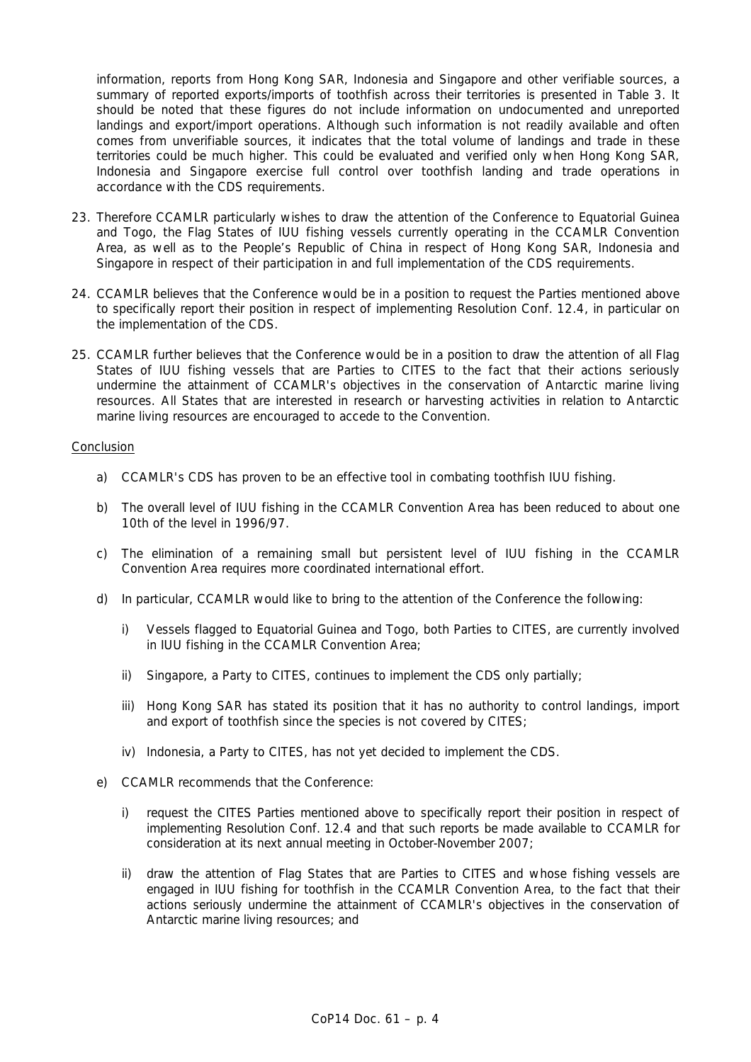information, reports from Hong Kong SAR, Indonesia and Singapore and other verifiable sources, a summary of reported exports/imports of toothfish across their territories is presented in Table 3. It should be noted that these figures do not include information on undocumented and unreported landings and export/import operations. Although such information is not readily available and often comes from unverifiable sources, it indicates that the total volume of landings and trade in these territories could be much higher. This could be evaluated and verified only when Hong Kong SAR, Indonesia and Singapore exercise full control over toothfish landing and trade operations in accordance with the CDS requirements.

23. Therefore CCAMLR particularly wishes to draw the attention of the Conference to Equatorial Guinea and Togo, the Flag States of IUU fishing vessels currently operating in the CCAMLR Convention Area, as well as to the People's Republic of China in respect of Hong Kong SAR, Indonesia and Singapore in respect of their participation in and full implementation of the CDS requirements.

24. CCAMLR believes that the Conference would be in a position to request the Parties mentioned above to specifically report their position in respect of implementing Resolution Conf. 12.4, in particular on the implementation of the CDS.

25. CCAMLR further believes that the Conference would be in a position to draw the attention of all Flag States of IUU fishing vessels that are Parties to CITES to the fact that their actions seriously undermine the attainment of CCAMLR's objectives in the conservation of Antarctic marine living resources. All States that are interested in research or harvesting activities in relation to Antarctic marine living resources are encouraged to accede to the Convention.

Conclusion

a) CCAMLR's CDS has proven to be an effective tool in combating toothfish IUU fishing.

b) The overall level of IUU fishing in the CCAMLR Convention Area has been reduced to about one 10th of the level in 1996/97.

c) The elimination of a remaining small but persistent level of IUU fishing in the CCAMLR Convention Area requires more coordinated international effort.

d) In particular, CCAMLR would like to bring to the attention of the Conference the following:

   i) Vessels flagged to Equatorial Guinea and Togo, both Parties to CITES, are currently involved in IUU fishing in the CCAMLR Convention Area;

   ii) Singapore, a Party to CITES, continues to implement the CDS only partially;

   iii) Hong Kong SAR has stated its position that it has no authority to control landings, import and export of toothfish since the species is not covered by CITES;

   iv) Indonesia, a Party to CITES, has not yet decided to implement the CDS.

e) CCAMLR recommends that the Conference:

   i) request the CITES Parties mentioned above to specifically report their position in respect of implementing Resolution Conf. 12.4 and that such reports be made available to CCAMLR for consideration at its next annual meeting in October-November 2007;

   ii) draw the attention of Flag States that are Parties to CITES and whose fishing vessels are engaged in IUU fishing for toothfish in the CCAMLR Convention Area, to the fact that their actions seriously undermine the attainment of CCAMLR's objectives in the conservation of Antarctic marine living resources; and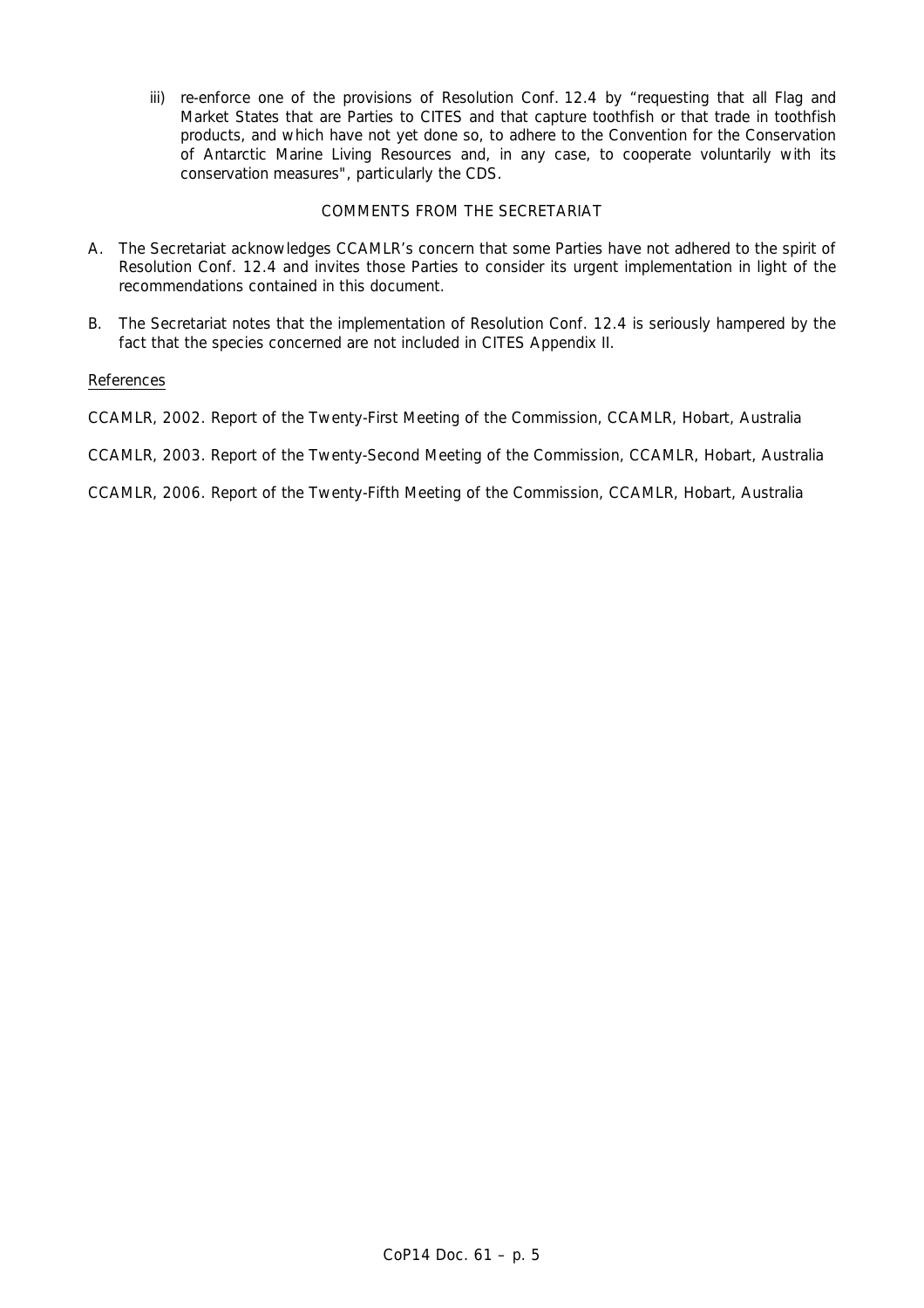iii) re-enforce one of the provisions of Resolution Conf. 12.4 by "requesting that all Flag and Market States that are Parties to CITES and that capture toothfish or that trade in toothfish products, and which have not yet done so, to adhere to the Convention for the Conservation of Antarctic Marine Living Resources and, in any case, to cooperate voluntarily with its conservation measures", particularly the CDS.

COMMENTS FROM THE SECRETARIAT

A. The Secretariat acknowledges CCAMLR's concern that some Parties have not adhered to the spirit of Resolution Conf. 12.4 and invites those Parties to consider its urgent implementation in light of the recommendations contained in this document.

B. The Secretariat notes that the implementation of Resolution Conf. 12.4 is seriously hampered by the fact that the species concerned are not included in CITES Appendix II.

References

CCAMLR, 2002. Report of the Twenty-First Meeting of the Commission, CCAMLR, Hobart, Australia

CCAMLR, 2003. Report of the Twenty-Second Meeting of the Commission, CCAMLR, Hobart, Australia

CCAMLR, 2006. Report of the Twenty-Fifth Meeting of the Commission, CCAMLR, Hobart, Australia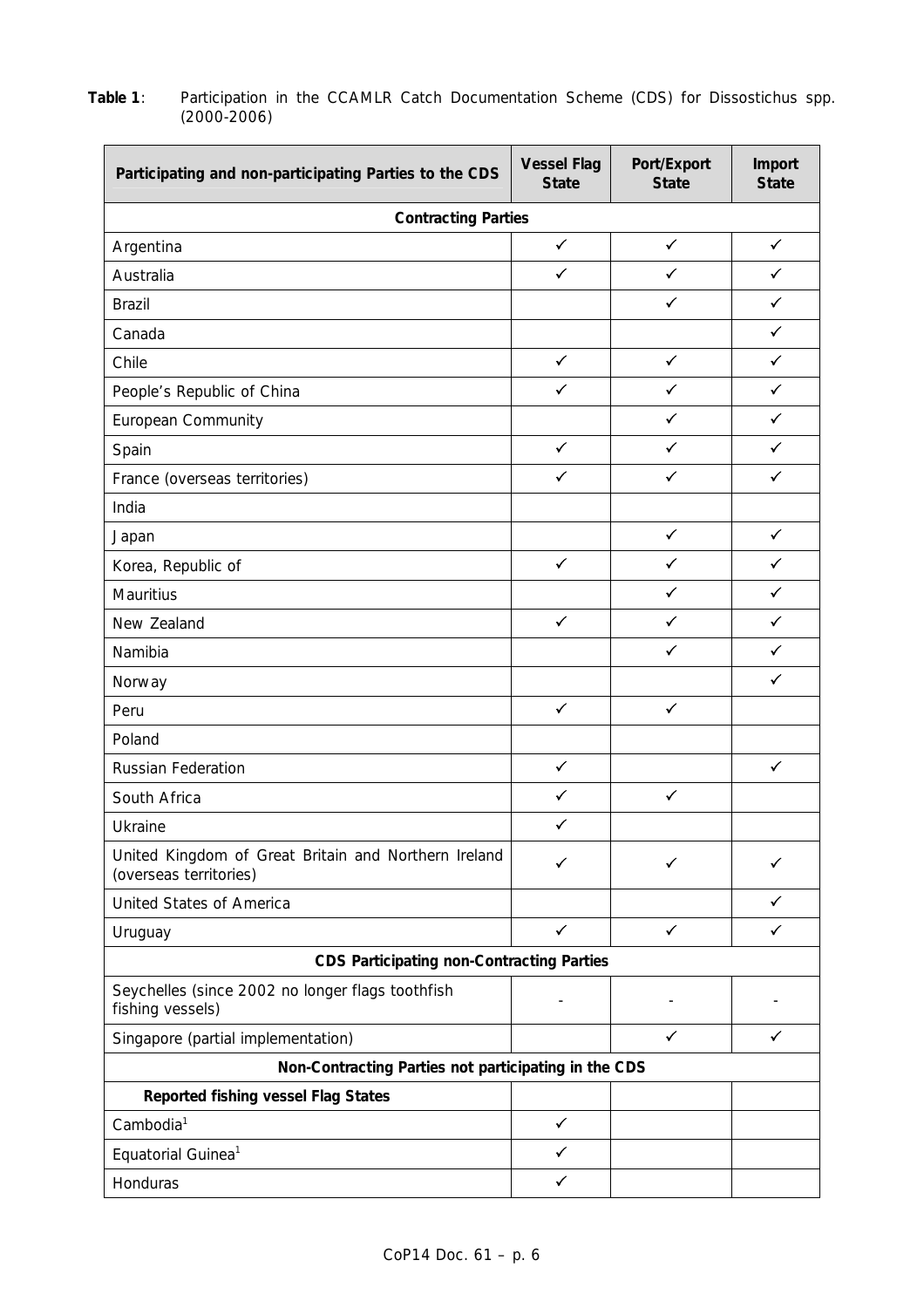**Table 1**: Participation in the CCAMLR Catch Documentation Scheme (CDS) for Dissostichus spp. (2000-2006)

| Participating and non-participating Parties to the CDS | Vessel Flag State | Port/Export State | Import State |
|---|---|---|---|
| **Contracting Parties** | | | |
| Argentina | ✓ | ✓ | ✓ |
| Australia | ✓ | ✓ | ✓ |
| Brazil | | ✓ | ✓ |
| Canada | | | ✓ |
| Chile | ✓ | ✓ | ✓ |
| People's Republic of China | ✓ | ✓ | ✓ |
| European Community | | ✓ | ✓ |
| Spain | ✓ | ✓ | ✓ |
| France (overseas territories) | ✓ | ✓ | ✓ |
| India | | | |
| Japan | | ✓ | ✓ |
| Korea, Republic of | ✓ | ✓ | ✓ |
| Mauritius | | ✓ | ✓ |
| New Zealand | ✓ | ✓ | ✓ |
| Namibia | | ✓ | ✓ |
| Norway | | | ✓ |
| Peru | ✓ | ✓ | |
| Poland | | | |
| Russian Federation | ✓ | | ✓ |
| South Africa | ✓ | ✓ | |
| Ukraine | ✓ | | |
| United Kingdom of Great Britain and Northern Ireland (overseas territories) | ✓ | ✓ | ✓ |
| United States of America | | | ✓ |
| Uruguay | ✓ | ✓ | ✓ |
| **CDS Participating non-Contracting Parties** | | | |
| Seychelles (since 2002 no longer flags toothfish fishing vessels) | - | - | - |
| Singapore (partial implementation) | | ✓ | ✓ |
| **Non-Contracting Parties not participating in the CDS** | | | |
| **Reported fishing vessel Flag States** | | | |
| Cambodia[1] | ✓ | | |
| Equatorial Guinea[1] | ✓ | | |
| Honduras | ✓ | | |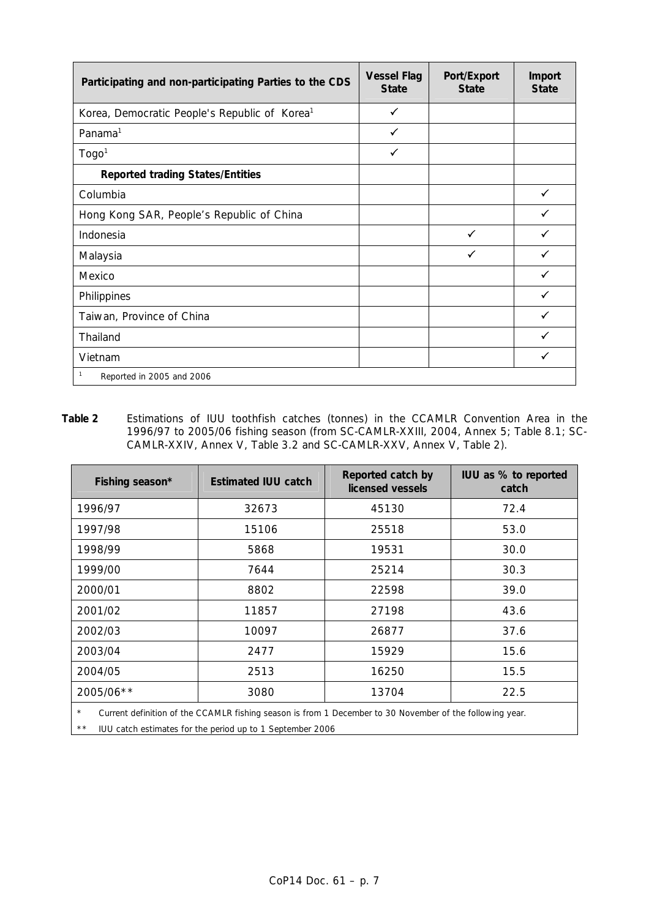| Participating and non-participating Parties to the CDS | Vessel Flag State | Port/Export State | Import State |
|---|---|---|---|
| Korea, Democratic People's Republic of Korea[1] | ✓ | | |
| Panama[1] | ✓ | | |
| Togo[1] | ✓ | | |
| **Reported trading States/Entities** | | | |
| Columbia | | | ✓ |
| Hong Kong SAR, People's Republic of China | | | ✓ |
| Indonesia | | ✓ | ✓ |
| Malaysia | | ✓ | ✓ |
| Mexico | | | ✓ |
| Philippines | | | ✓ |
| Taiwan, Province of China | | | ✓ |
| Thailand | | | ✓ |
| Vietnam | | | ✓ |

[1] Reported in 2005 and 2006

**Table 2** Estimations of IUU toothfish catches (tonnes) in the CCAMLR Convention Area in the 1996/97 to 2005/06 fishing season (from SC-CAMLR-XXIII, 2004, Annex 5; Table 8.1; SC-CAMLR-XXIV, Annex V, Table 3.2 and SC-CAMLR-XXV, Annex V, Table 2).

| Fishing season* | Estimated IUU catch | Reported catch by licensed vessels | IUU as % to reported catch |
|---|---|---|---|
| 1996/97 | 32673 | 45130 | 72.4 |
| 1997/98 | 15106 | 25518 | 53.0 |
| 1998/99 | 5868 | 19531 | 30.0 |
| 1999/00 | 7644 | 25214 | 30.3 |
| 2000/01 | 8802 | 22598 | 39.0 |
| 2001/02 | 11857 | 27198 | 43.6 |
| 2002/03 | 10097 | 26877 | 37.6 |
| 2003/04 | 2477 | 15929 | 15.6 |
| 2004/05 | 2513 | 16250 | 15.5 |
| 2005/06** | 3080 | 13704 | 22.5 |

\* Current definition of the CCAMLR fishing season is from 1 December to 30 November of the following year.

** IUU catch estimates for the period up to 1 September 2006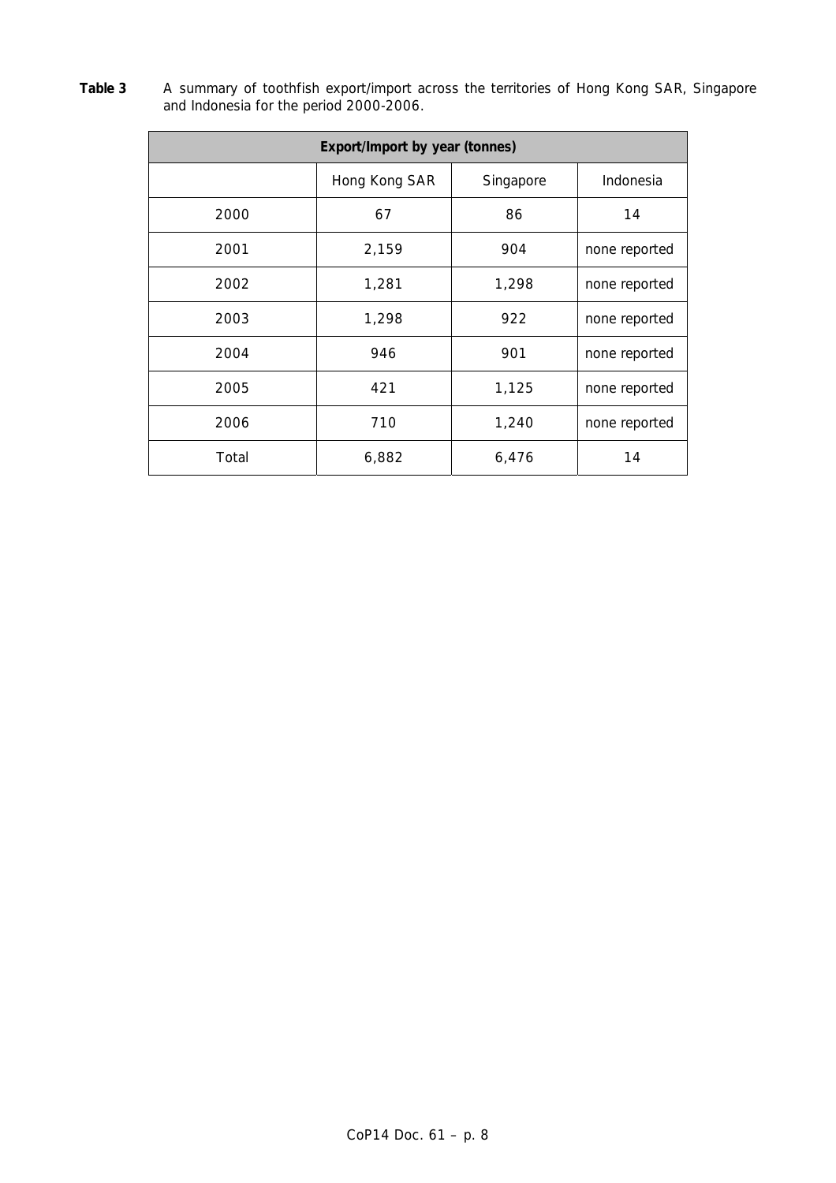**Table 3** A summary of toothfish export/import across the territories of Hong Kong SAR, Singapore and Indonesia for the period 2000-2006.

| Export/Import by year (tonnes) | | | |
|---|---|---|---|
| | Hong Kong SAR | Singapore | Indonesia |
| 2000 | 67 | 86 | 14 |
| 2001 | 2,159 | 904 | none reported |
| 2002 | 1,281 | 1,298 | none reported |
| 2003 | 1,298 | 922 | none reported |
| 2004 | 946 | 901 | none reported |
| 2005 | 421 | 1,125 | none reported |
| 2006 | 710 | 1,240 | none reported |
| Total | 6,882 | 6,476 | 14 |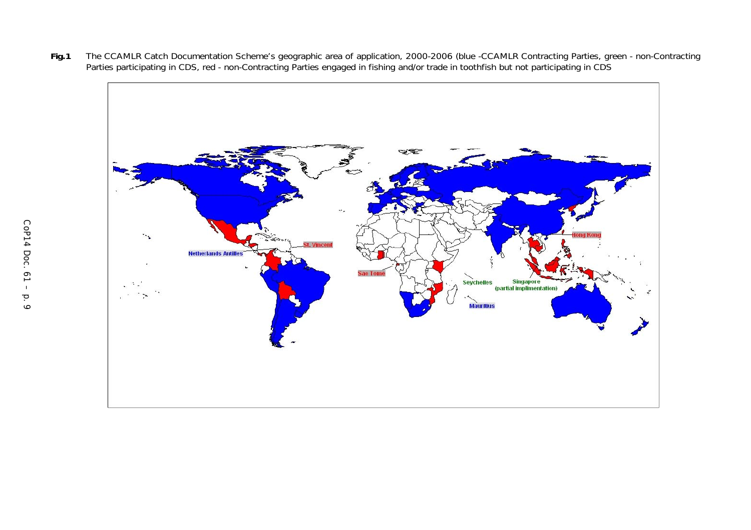**Fig.1** The CCAMLR Catch Documentation Scheme's geographic area of application, 2000-2006 (blue -CCAMLR Contracting Parties, green - non-Contracting Parties participating in CDS, red - non-Contracting Parties engaged in fishing and/or trade in toothfish but not participating in CDS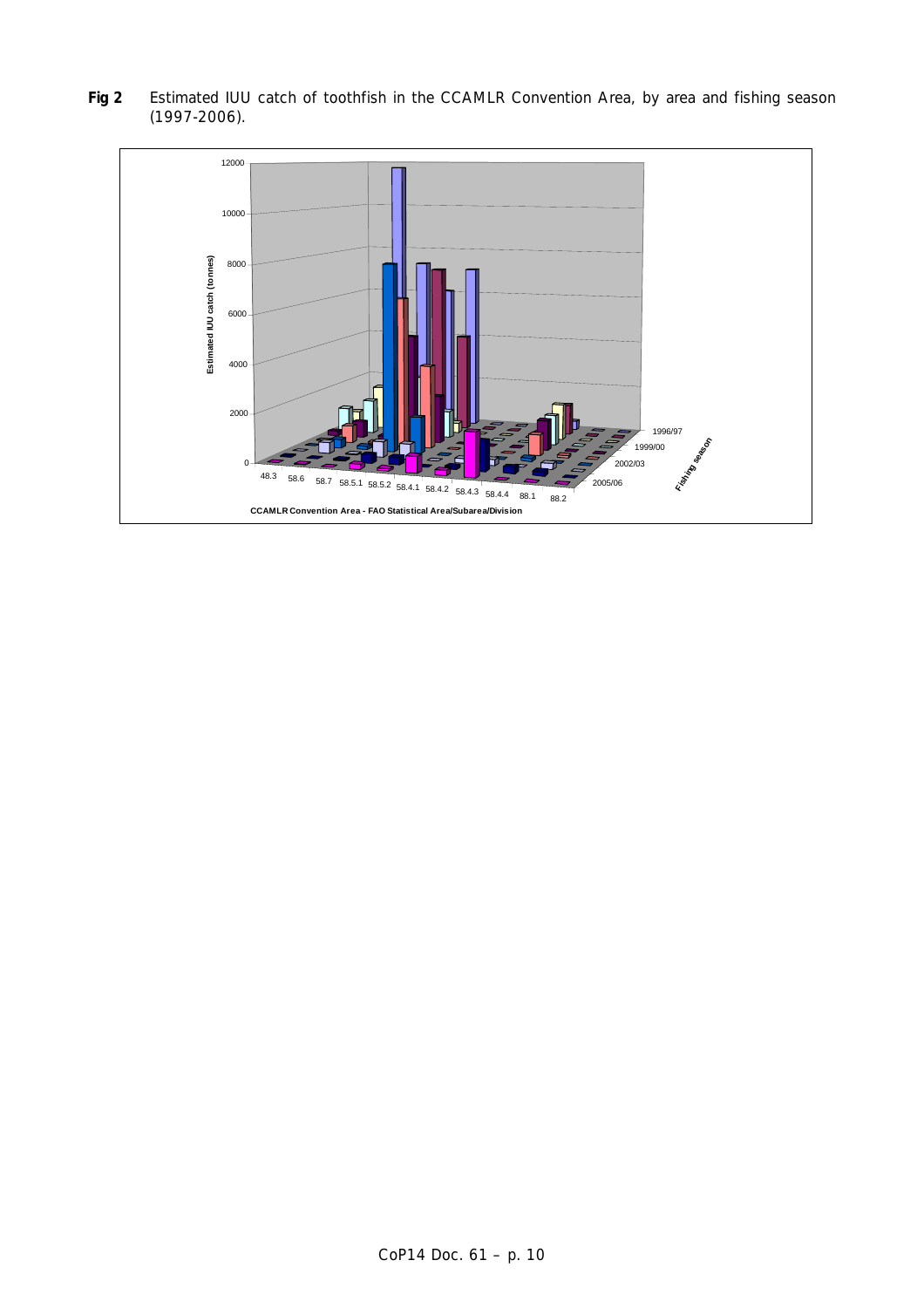**Fig 2** Estimated IUU catch of toothfish in the CCAMLR Convention Area, by area and fishing season (1997-2006).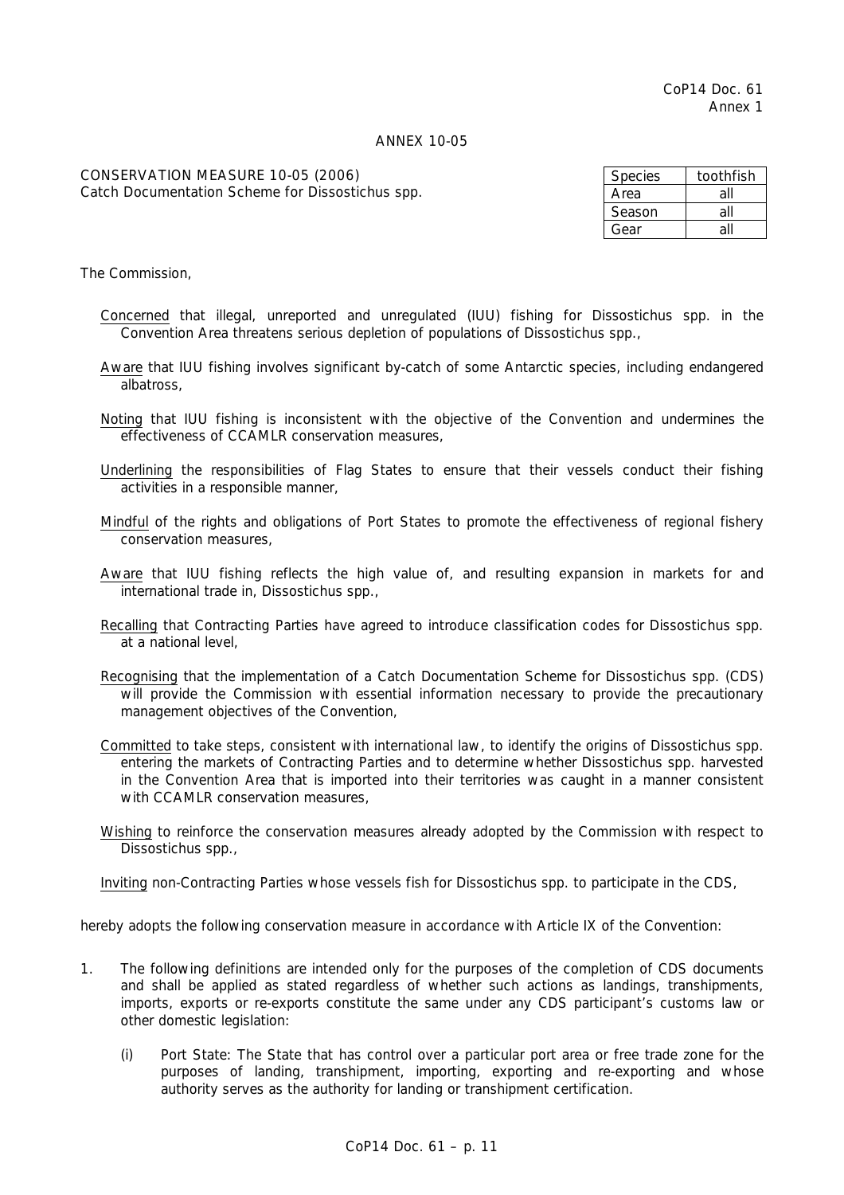CoP14 Doc. 61
Annex 1

ANNEX 10-05

CONSERVATION MEASURE 10-05 (2006)
Catch Documentation Scheme for Dissostichus spp.

| Species | toothfish |
|---|---|
| Area | all |
| Season | all |
| Gear | all |

The Commission,

Concerned that illegal, unreported and unregulated (IUU) fishing for Dissostichus spp. in the Convention Area threatens serious depletion of populations of Dissostichus spp.,

Aware that IUU fishing involves significant by-catch of some Antarctic species, including endangered albatross,

Noting that IUU fishing is inconsistent with the objective of the Convention and undermines the effectiveness of CCAMLR conservation measures,

Underlining the responsibilities of Flag States to ensure that their vessels conduct their fishing activities in a responsible manner,

Mindful of the rights and obligations of Port States to promote the effectiveness of regional fishery conservation measures,

Aware that IUU fishing reflects the high value of, and resulting expansion in markets for and international trade in, Dissostichus spp.,

Recalling that Contracting Parties have agreed to introduce classification codes for Dissostichus spp. at a national level,

Recognising that the implementation of a Catch Documentation Scheme for Dissostichus spp. (CDS) will provide the Commission with essential information necessary to provide the precautionary management objectives of the Convention,

Committed to take steps, consistent with international law, to identify the origins of Dissostichus spp. entering the markets of Contracting Parties and to determine whether Dissostichus spp. harvested in the Convention Area that is imported into their territories was caught in a manner consistent with CCAMLR conservation measures,

Wishing to reinforce the conservation measures already adopted by the Commission with respect to Dissostichus spp.,

Inviting non-Contracting Parties whose vessels fish for Dissostichus spp. to participate in the CDS,

hereby adopts the following conservation measure in accordance with Article IX of the Convention:

1. The following definitions are intended only for the purposes of the completion of CDS documents and shall be applied as stated regardless of whether such actions as landings, transhipments, imports, exports or re-exports constitute the same under any CDS participant's customs law or other domestic legislation:

   (i) Port State: The State that has control over a particular port area or free trade zone for the purposes of landing, transhipment, importing, exporting and re-exporting and whose authority serves as the authority for landing or transhipment certification.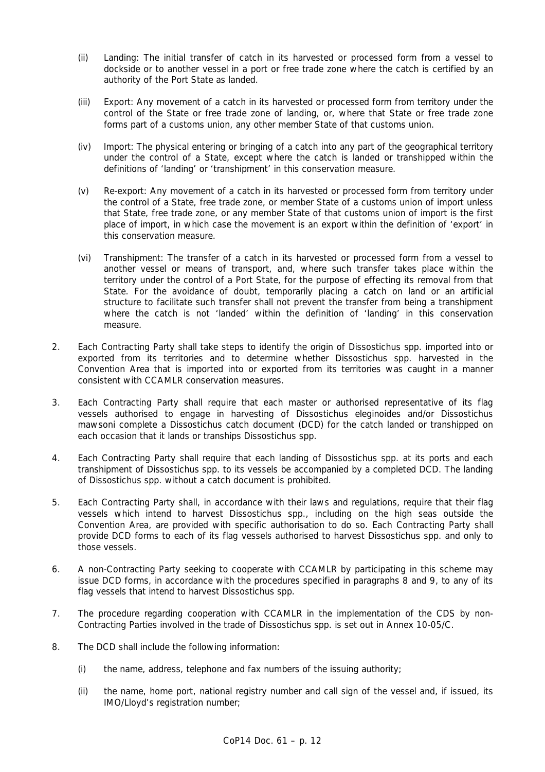(ii) Landing: The initial transfer of catch in its harvested or processed form from a vessel to dockside or to another vessel in a port or free trade zone where the catch is certified by an authority of the Port State as landed.

(iii) Export: Any movement of a catch in its harvested or processed form from territory under the control of the State or free trade zone of landing, or, where that State or free trade zone forms part of a customs union, any other member State of that customs union.

(iv) Import: The physical entering or bringing of a catch into any part of the geographical territory under the control of a State, except where the catch is landed or transhipped within the definitions of 'landing' or 'transhipment' in this conservation measure.

(v) Re-export: Any movement of a catch in its harvested or processed form from territory under the control of a State, free trade zone, or member State of a customs union of import unless that State, free trade zone, or any member State of that customs union of import is the first place of import, in which case the movement is an export within the definition of 'export' in this conservation measure.

(vi) Transhipment: The transfer of a catch in its harvested or processed form from a vessel to another vessel or means of transport, and, where such transfer takes place within the territory under the control of a Port State, for the purpose of effecting its removal from that State. For the avoidance of doubt, temporarily placing a catch on land or an artificial structure to facilitate such transfer shall not prevent the transfer from being a transhipment where the catch is not 'landed' within the definition of 'landing' in this conservation measure.

2. Each Contracting Party shall take steps to identify the origin of Dissostichus spp. imported into or exported from its territories and to determine whether Dissostichus spp. harvested in the Convention Area that is imported into or exported from its territories was caught in a manner consistent with CCAMLR conservation measures.

3. Each Contracting Party shall require that each master or authorised representative of its flag vessels authorised to engage in harvesting of Dissostichus eleginoides and/or Dissostichus mawsoni complete a Dissostichus catch document (DCD) for the catch landed or transhipped on each occasion that it lands or tranships Dissostichus spp.

4. Each Contracting Party shall require that each landing of Dissostichus spp. at its ports and each transhipment of Dissostichus spp. to its vessels be accompanied by a completed DCD. The landing of Dissostichus spp. without a catch document is prohibited.

5. Each Contracting Party shall, in accordance with their laws and regulations, require that their flag vessels which intend to harvest Dissostichus spp., including on the high seas outside the Convention Area, are provided with specific authorisation to do so. Each Contracting Party shall provide DCD forms to each of its flag vessels authorised to harvest Dissostichus spp. and only to those vessels.

6. A non-Contracting Party seeking to cooperate with CCAMLR by participating in this scheme may issue DCD forms, in accordance with the procedures specified in paragraphs 8 and 9, to any of its flag vessels that intend to harvest Dissostichus spp.

7. The procedure regarding cooperation with CCAMLR in the implementation of the CDS by non-Contracting Parties involved in the trade of Dissostichus spp. is set out in Annex 10-05/C.

8. The DCD shall include the following information:

   (i) the name, address, telephone and fax numbers of the issuing authority;

   (ii) the name, home port, national registry number and call sign of the vessel and, if issued, its IMO/Lloyd's registration number;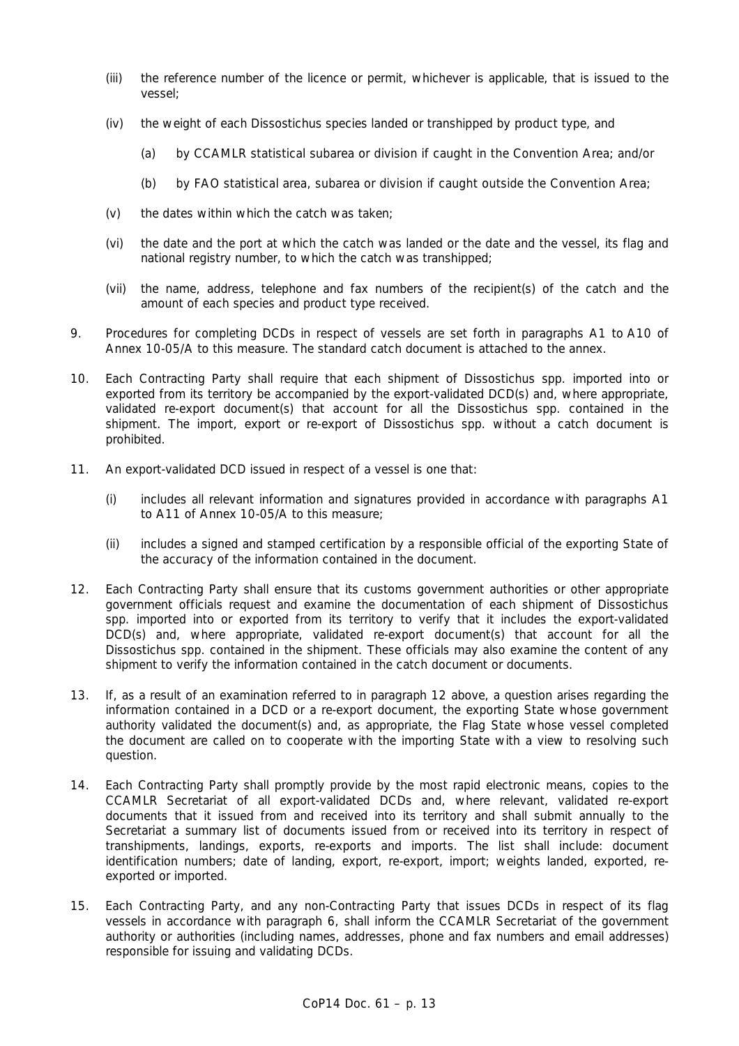(iii) the reference number of the licence or permit, whichever is applicable, that is issued to the vessel;

(iv) the weight of each Dissostichus species landed or transhipped by product type, and

  (a) by CCAMLR statistical subarea or division if caught in the Convention Area; and/or

  (b) by FAO statistical area, subarea or division if caught outside the Convention Area;

(v) the dates within which the catch was taken;

(vi) the date and the port at which the catch was landed or the date and the vessel, its flag and national registry number, to which the catch was transhipped;

(vii) the name, address, telephone and fax numbers of the recipient(s) of the catch and the amount of each species and product type received.

9. Procedures for completing DCDs in respect of vessels are set forth in paragraphs A1 to A10 of Annex 10-05/A to this measure. The standard catch document is attached to the annex.

10. Each Contracting Party shall require that each shipment of Dissostichus spp. imported into or exported from its territory be accompanied by the export-validated DCD(s) and, where appropriate, validated re-export document(s) that account for all the Dissostichus spp. contained in the shipment. The import, export or re-export of Dissostichus spp. without a catch document is prohibited.

11. An export-validated DCD issued in respect of a vessel is one that:

  (i) includes all relevant information and signatures provided in accordance with paragraphs A1 to A11 of Annex 10-05/A to this measure;

  (ii) includes a signed and stamped certification by a responsible official of the exporting State of the accuracy of the information contained in the document.

12. Each Contracting Party shall ensure that its customs government authorities or other appropriate government officials request and examine the documentation of each shipment of Dissostichus spp. imported into or exported from its territory to verify that it includes the export-validated DCD(s) and, where appropriate, validated re-export document(s) that account for all the Dissostichus spp. contained in the shipment. These officials may also examine the content of any shipment to verify the information contained in the catch document or documents.

13. If, as a result of an examination referred to in paragraph 12 above, a question arises regarding the information contained in a DCD or a re-export document, the exporting State whose government authority validated the document(s) and, as appropriate, the Flag State whose vessel completed the document are called on to cooperate with the importing State with a view to resolving such question.

14. Each Contracting Party shall promptly provide by the most rapid electronic means, copies to the CCAMLR Secretariat of all export-validated DCDs and, where relevant, validated re-export documents that it issued from and received into its territory and shall submit annually to the Secretariat a summary list of documents issued from or received into its territory in respect of transhipments, landings, exports, re-exports and imports. The list shall include: document identification numbers; date of landing, export, re-export, import; weights landed, exported, re-exported or imported.

15. Each Contracting Party, and any non-Contracting Party that issues DCDs in respect of its flag vessels in accordance with paragraph 6, shall inform the CCAMLR Secretariat of the government authority or authorities (including names, addresses, phone and fax numbers and email addresses) responsible for issuing and validating DCDs.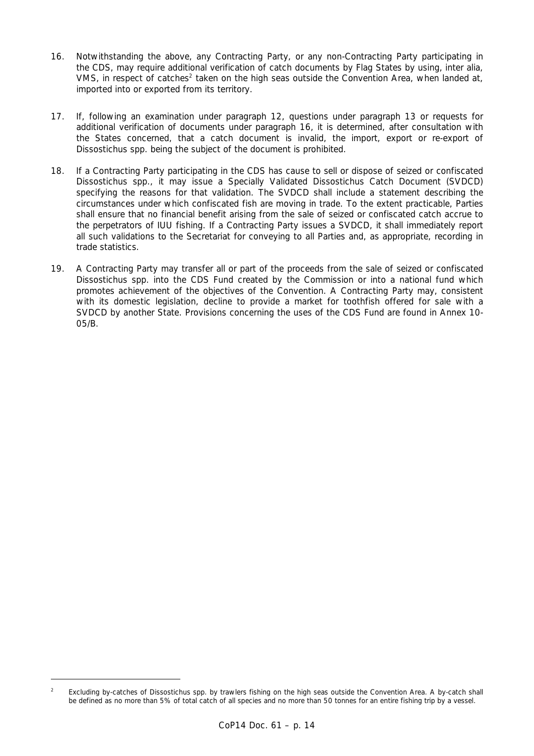16. Notwithstanding the above, any Contracting Party, or any non-Contracting Party participating in the CDS, may require additional verification of catch documents by Flag States by using, inter alia, VMS, in respect of catches[2] taken on the high seas outside the Convention Area, when landed at, imported into or exported from its territory.

17. If, following an examination under paragraph 12, questions under paragraph 13 or requests for additional verification of documents under paragraph 16, it is determined, after consultation with the States concerned, that a catch document is invalid, the import, export or re-export of *Dissostichus* spp. being the subject of the document is prohibited.

18. If a Contracting Party participating in the CDS has cause to sell or dispose of seized or confiscated *Dissostichus* spp., it may issue a Specially Validated *Dissostichus* Catch Document (SVDCD) specifying the reasons for that validation. The SVDCD shall include a statement describing the circumstances under which confiscated fish are moving in trade. To the extent practicable, Parties shall ensure that no financial benefit arising from the sale of seized or confiscated catch accrue to the perpetrators of IUU fishing. If a Contracting Party issues a SVDCD, it shall immediately report all such validations to the Secretariat for conveying to all Parties and, as appropriate, recording in trade statistics.

19. A Contracting Party may transfer all or part of the proceeds from the sale of seized or confiscated *Dissostichus* spp. into the CDS Fund created by the Commission or into a national fund which promotes achievement of the objectives of the Convention. A Contracting Party may, consistent with its domestic legislation, decline to provide a market for toothfish offered for sale with a SVDCD by another State. Provisions concerning the uses of the CDS Fund are found in Annex 10-05/B.

---

[2] Excluding by-catches of *Dissostichus* spp. by trawlers fishing on the high seas outside the Convention Area. A by-catch shall be defined as no more than 5% of total catch of all species and no more than 50 tonnes for an entire fishing trip by a vessel.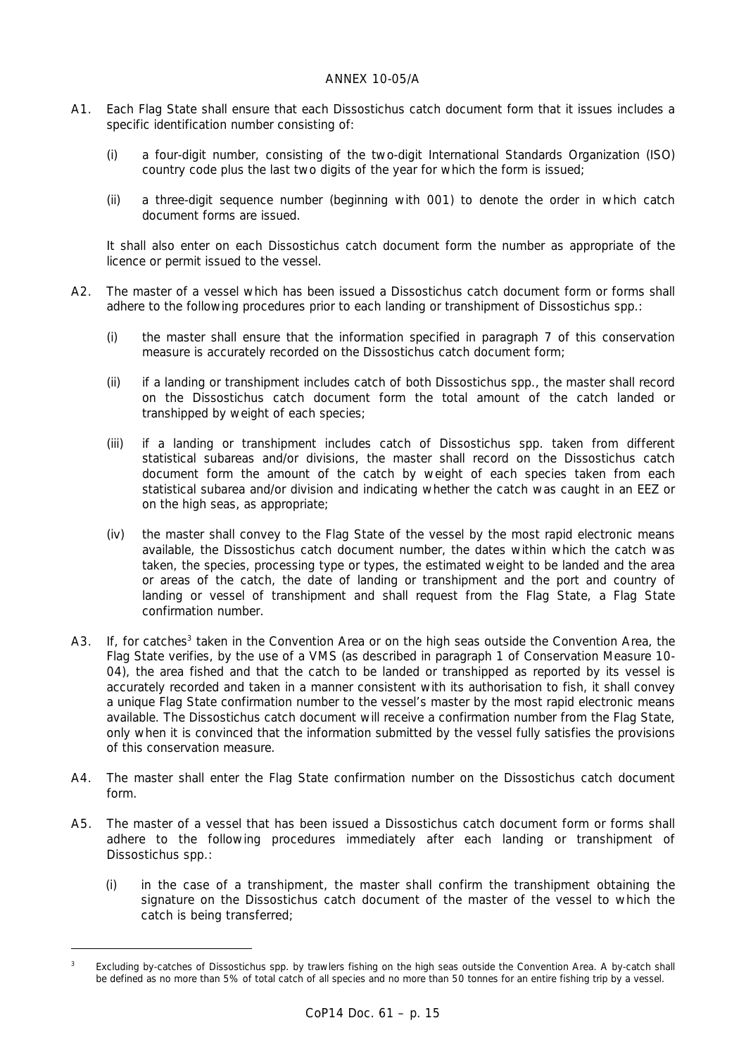# ANNEX 10-05/A

A1. Each Flag State shall ensure that each Dissostichus catch document form that it issues includes a specific identification number consisting of:

(i) a four-digit number, consisting of the two-digit International Standards Organization (ISO) country code plus the last two digits of the year for which the form is issued;

(ii) a three-digit sequence number (beginning with 001) to denote the order in which catch document forms are issued.

It shall also enter on each Dissostichus catch document form the number as appropriate of the licence or permit issued to the vessel.

A2. The master of a vessel which has been issued a Dissostichus catch document form or forms shall adhere to the following procedures prior to each landing or transhipment of Dissostichus spp.:

(i) the master shall ensure that the information specified in paragraph 7 of this conservation measure is accurately recorded on the Dissostichus catch document form;

(ii) if a landing or transhipment includes catch of both Dissostichus spp., the master shall record on the Dissostichus catch document form the total amount of the catch landed or transhipped by weight of each species;

(iii) if a landing or transhipment includes catch of Dissostichus spp. taken from different statistical subareas and/or divisions, the master shall record on the Dissostichus catch document form the amount of the catch by weight of each species taken from each statistical subarea and/or division and indicating whether the catch was caught in an EEZ or on the high seas, as appropriate;

(iv) the master shall convey to the Flag State of the vessel by the most rapid electronic means available, the Dissostichus catch document number, the dates within which the catch was taken, the species, processing type or types, the estimated weight to be landed and the area or areas of the catch, the date of landing or transhipment and the port and country of landing or vessel of transhipment and shall request from the Flag State, a Flag State confirmation number.

A3. If, for catches[3] taken in the Convention Area or on the high seas outside the Convention Area, the Flag State verifies, by the use of a VMS (as described in paragraph 1 of Conservation Measure 10-04), the area fished and that the catch to be landed or transhipped as reported by its vessel is accurately recorded and taken in a manner consistent with its authorisation to fish, it shall convey a unique Flag State confirmation number to the vessel's master by the most rapid electronic means available. The Dissostichus catch document will receive a confirmation number from the Flag State, only when it is convinced that the information submitted by the vessel fully satisfies the provisions of this conservation measure.

A4. The master shall enter the Flag State confirmation number on the Dissostichus catch document form.

A5. The master of a vessel that has been issued a Dissostichus catch document form or forms shall adhere to the following procedures immediately after each landing or transhipment of Dissostichus spp.:

(i) in the case of a transhipment, the master shall confirm the transhipment obtaining the signature on the Dissostichus catch document of the master of the vessel to which the catch is being transferred;

---

[3] Excluding by-catches of Dissostichus spp. by trawlers fishing on the high seas outside the Convention Area. A by-catch shall be defined as no more than 5% of total catch of all species and no more than 50 tonnes for an entire fishing trip by a vessel.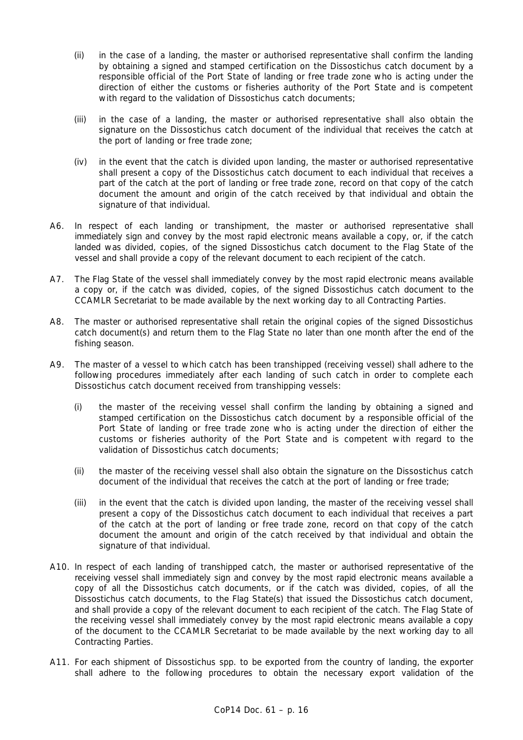(ii) in the case of a landing, the master or authorised representative shall confirm the landing by obtaining a signed and stamped certification on the Dissostichus catch document by a responsible official of the Port State of landing or free trade zone who is acting under the direction of either the customs or fisheries authority of the Port State and is competent with regard to the validation of Dissostichus catch documents;

(iii) in the case of a landing, the master or authorised representative shall also obtain the signature on the Dissostichus catch document of the individual that receives the catch at the port of landing or free trade zone;

(iv) in the event that the catch is divided upon landing, the master or authorised representative shall present a copy of the Dissostichus catch document to each individual that receives a part of the catch at the port of landing or free trade zone, record on that copy of the catch document the amount and origin of the catch received by that individual and obtain the signature of that individual.

A6. In respect of each landing or transhipment, the master or authorised representative shall immediately sign and convey by the most rapid electronic means available a copy, or, if the catch landed was divided, copies, of the signed Dissostichus catch document to the Flag State of the vessel and shall provide a copy of the relevant document to each recipient of the catch.

A7. The Flag State of the vessel shall immediately convey by the most rapid electronic means available a copy or, if the catch was divided, copies, of the signed Dissostichus catch document to the CCAMLR Secretariat to be made available by the next working day to all Contracting Parties.

A8. The master or authorised representative shall retain the original copies of the signed Dissostichus catch document(s) and return them to the Flag State no later than one month after the end of the fishing season.

A9. The master of a vessel to which catch has been transhipped (receiving vessel) shall adhere to the following procedures immediately after each landing of such catch in order to complete each Dissostichus catch document received from transhipping vessels:

(i) the master of the receiving vessel shall confirm the landing by obtaining a signed and stamped certification on the Dissostichus catch document by a responsible official of the Port State of landing or free trade zone who is acting under the direction of either the customs or fisheries authority of the Port State and is competent with regard to the validation of Dissostichus catch documents;

(ii) the master of the receiving vessel shall also obtain the signature on the Dissostichus catch document of the individual that receives the catch at the port of landing or free trade;

(iii) in the event that the catch is divided upon landing, the master of the receiving vessel shall present a copy of the Dissostichus catch document to each individual that receives a part of the catch at the port of landing or free trade zone, record on that copy of the catch document the amount and origin of the catch received by that individual and obtain the signature of that individual.

A10. In respect of each landing of transhipped catch, the master or authorised representative of the receiving vessel shall immediately sign and convey by the most rapid electronic means available a copy of all the Dissostichus catch documents, or if the catch was divided, copies, of all the Dissostichus catch documents, to the Flag State(s) that issued the Dissostichus catch document, and shall provide a copy of the relevant document to each recipient of the catch. The Flag State of the receiving vessel shall immediately convey by the most rapid electronic means available a copy of the document to the CCAMLR Secretariat to be made available by the next working day to all Contracting Parties.

A11. For each shipment of Dissostichus spp. to be exported from the country of landing, the exporter shall adhere to the following procedures to obtain the necessary export validation of the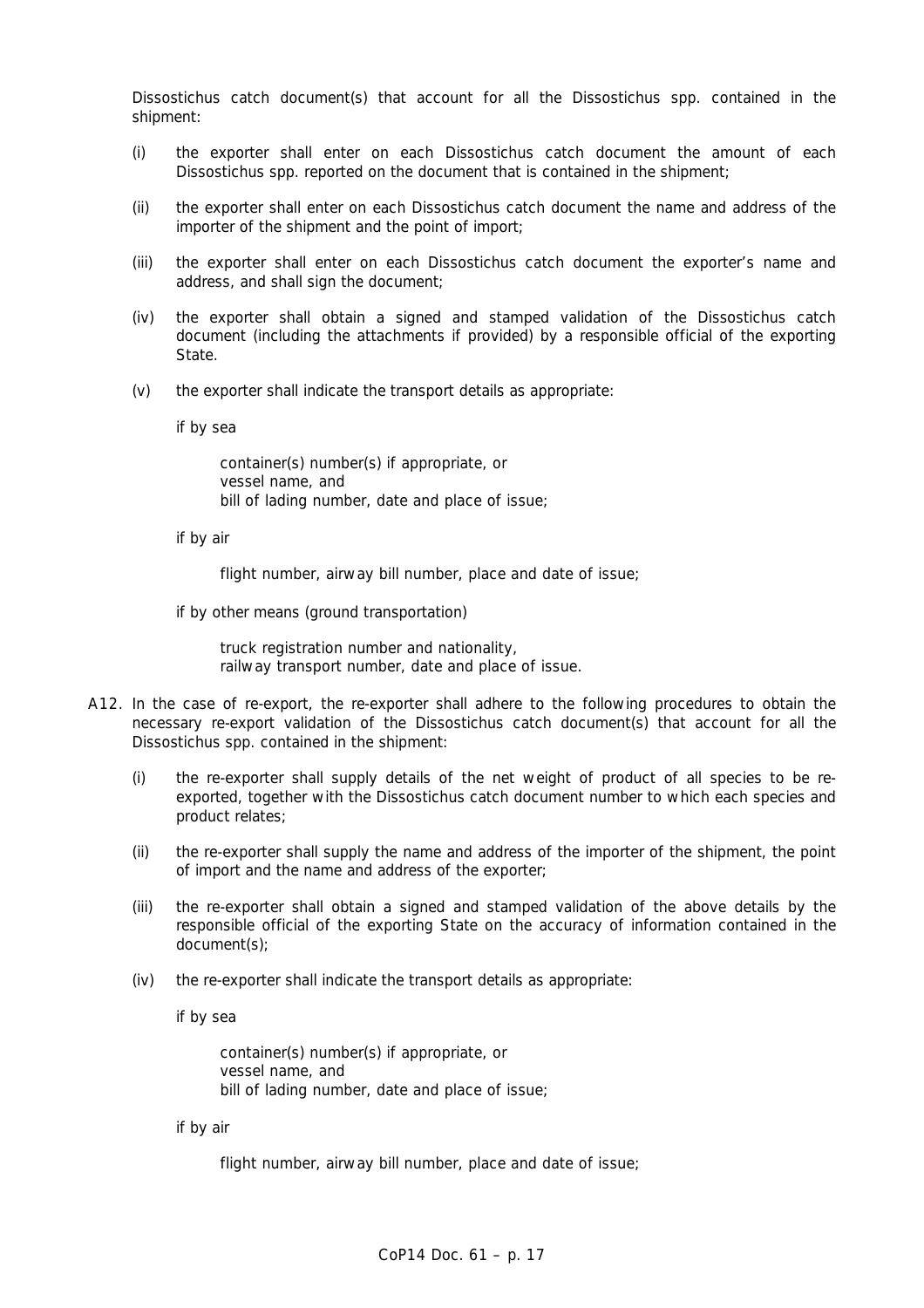Dissostichus catch document(s) that account for all the Dissostichus spp. contained in the shipment:

(i) the exporter shall enter on each Dissostichus catch document the amount of each Dissostichus spp. reported on the document that is contained in the shipment;

(ii) the exporter shall enter on each Dissostichus catch document the name and address of the importer of the shipment and the point of import;

(iii) the exporter shall enter on each Dissostichus catch document the exporter's name and address, and shall sign the document;

(iv) the exporter shall obtain a signed and stamped validation of the Dissostichus catch document (including the attachments if provided) by a responsible official of the exporting State.

(v) the exporter shall indicate the transport details as appropriate:

 if by sea

  container(s) number(s) if appropriate, or
  vessel name, and
  bill of lading number, date and place of issue;

 if by air

  flight number, airway bill number, place and date of issue;

 if by other means (ground transportation)

  truck registration number and nationality,
  railway transport number, date and place of issue.

A12. In the case of re-export, the re-exporter shall adhere to the following procedures to obtain the necessary re-export validation of the Dissostichus catch document(s) that account for all the Dissostichus spp. contained in the shipment:

(i) the re-exporter shall supply details of the net weight of product of all species to be re-exported, together with the Dissostichus catch document number to which each species and product relates;

(ii) the re-exporter shall supply the name and address of the importer of the shipment, the point of import and the name and address of the exporter;

(iii) the re-exporter shall obtain a signed and stamped validation of the above details by the responsible official of the exporting State on the accuracy of information contained in the document(s);

(iv) the re-exporter shall indicate the transport details as appropriate:

 if by sea

  container(s) number(s) if appropriate, or
  vessel name, and
  bill of lading number, date and place of issue;

 if by air

  flight number, airway bill number, place and date of issue;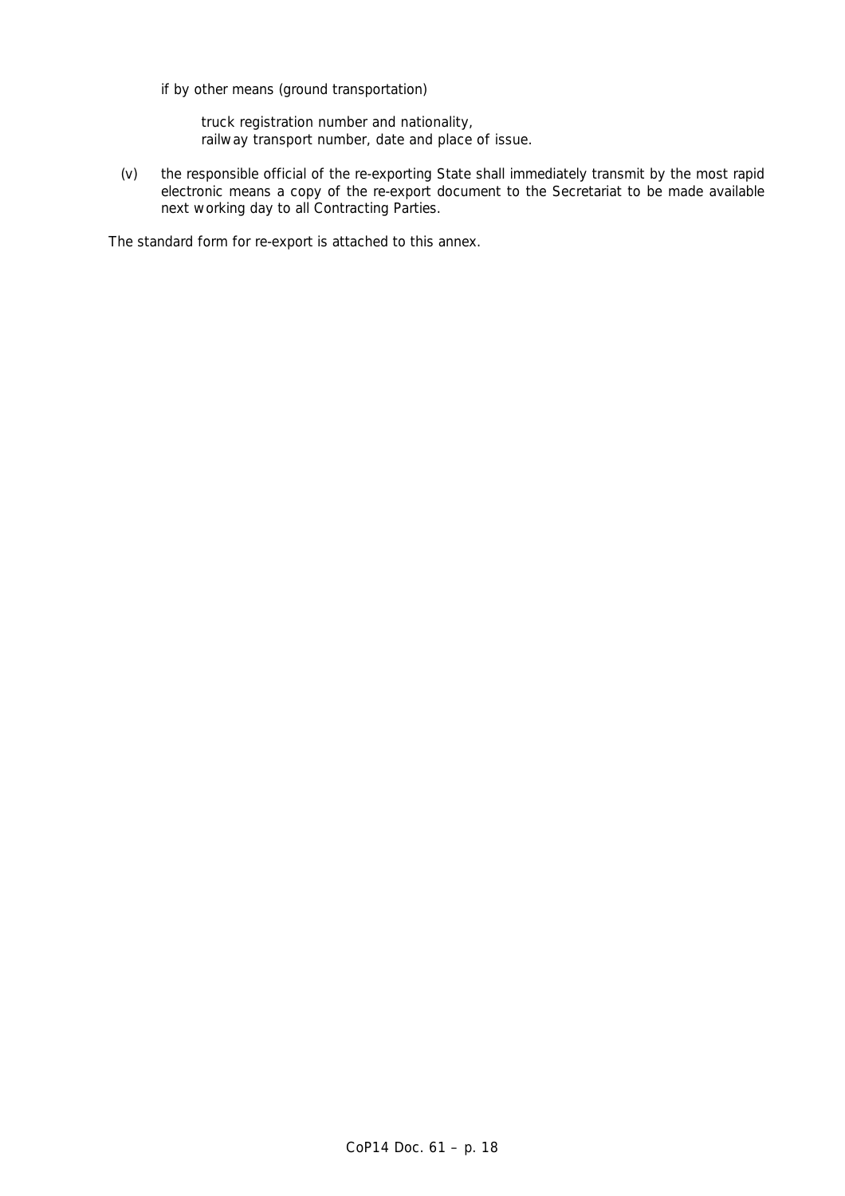if by other means (ground transportation)

truck registration number and nationality,
railway transport number, date and place of issue.

(v) the responsible official of the re-exporting State shall immediately transmit by the most rapid electronic means a copy of the re-export document to the Secretariat to be made available next working day to all Contracting Parties.

The standard form for re-export is attached to this annex.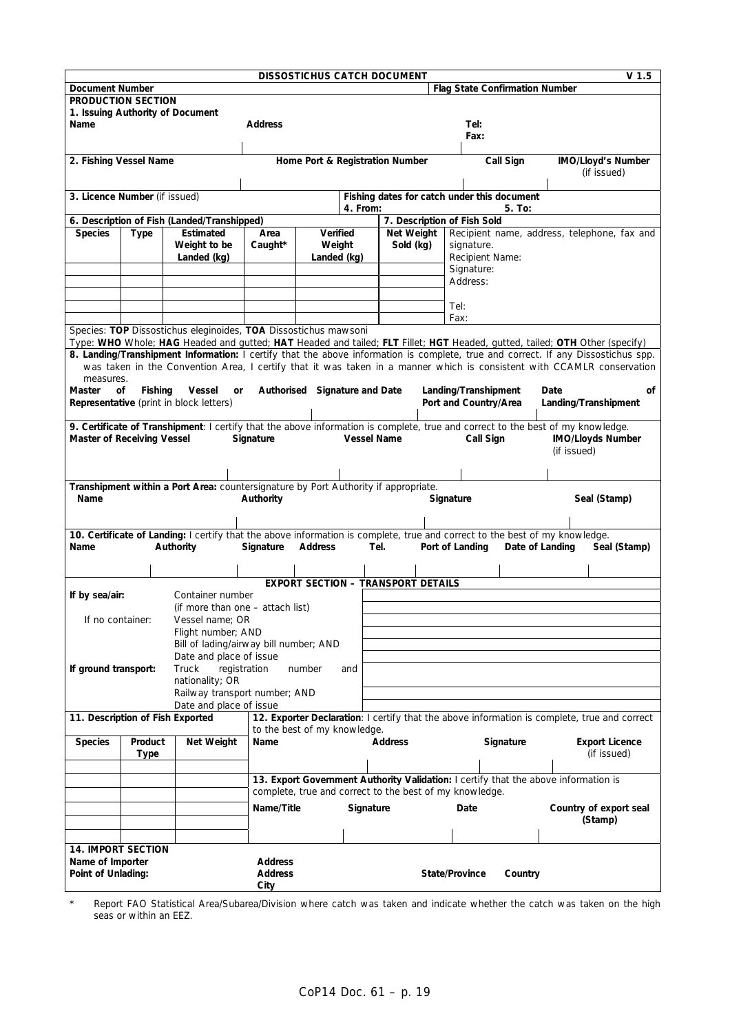# DISSOSTICHUS CATCH DOCUMENT V 1.5

| Document Number | Flag State Confirmation Number |
|---|---|
| | |

## PRODUCTION SECTION

**1. Issuing Authority of Document**

| Name | Address | Tel:<br>Fax: |
|---|---|---|
| | | |

| 2. Fishing Vessel Name | Home Port & Registration Number | Call Sign | IMO/Lloyd's Number (if issued) |
|---|---|---|---|
| | | | |

| 3. Licence Number (if issued) | Fishing dates for catch under this document 4. From: | 5. To: |
|---|---|---|
| | | |

| 6. Description of Fish (Landed/Transhipped) | | | | | 7. Description of Fish Sold | |
|---|---|---|---|---|---|---|
| **Species** | **Type** | **Estimated Weight to be Landed (kg)** | **Area Caught*** | **Verified Weight Landed (kg)** | **Net Weight Sold (kg)** | Recipient name, address, telephone, fax and signature. |
| | | | | | | Recipient Name: |
| | | | | | | Signature: |
| | | | | | | Address: |
| | | | | | | Tel: |
| | | | | | | Fax: |

Species: **TOP** Dissostichus eleginoides, **TOA** Dissostichus mawsoni

Type: **WHO** Whole; **HAG** Headed and gutted; **HAT** Headed and tailed; **FLT** Fillet; **HGT** Headed, gutted, tailed; **OTH** Other (specify)

**8. Landing/Transhipment Information:** I certify that the above information is complete, true and correct. If any Dissostichus spp. was taken in the Convention Area, I certify that it was taken in a manner which is consistent with CCAMLR conservation measures.

| Master of Fishing Vessel or Authorised Representative (print in block letters) | Signature and Date | Landing/Transhipment Port and Country/Area | Date of Landing/Transhipment |
|---|---|---|---|
| | | | |

**9. Certificate of Transhipment**: I certify that the above information is complete, true and correct to the best of my knowledge.

| Master of Receiving Vessel | Signature | Vessel Name | Call Sign | IMO/Lloyds Number (if issued) |
|---|---|---|---|---|
| | | | | |

**Transhipment within a Port Area:** countersignature by Port Authority if appropriate.

| Name | Authority | Signature | Seal (Stamp) |
|---|---|---|---|
| | | | |

**10. Certificate of Landing:** I certify that the above information is complete, true and correct to the best of my knowledge.

| Name | Authority | Signature | Address | Tel. | Port of Landing | Date of Landing | Seal (Stamp) |
|---|---|---|---|---|---|---|---|
| | | | | | | | |

## EXPORT SECTION – TRANSPORT DETAILS

| | | |
|---|---|---|
| **If by sea/air:** | Container number (if more than one – attach list) | |
| If no container: | Vessel name; OR | |
| | Flight number; AND | |
| | Bill of lading/airway bill number; AND | |
| | Date and place of issue | |
| **If ground transport:** | Truck registration number and nationality; OR | |
| | Railway transport number; AND | |
| | Date and place of issue | |

| 11. Description of Fish Exported | | |
|---|---|---|
| **Species** | **Product Type** | **Net Weight** |
| | | |
| | | |
| | | |
| | | |
| | | |

**12. Exporter Declaration**: I certify that the above information is complete, true and correct to the best of my knowledge.

| Name | Address | Signature | Export Licence (if issued) |
|---|---|---|---|
| | | | |

**13. Export Government Authority Validation:** I certify that the above information is complete, true and correct to the best of my knowledge.

| Name/Title | Signature | Date | Country of export seal (Stamp) |
|---|---|---|---|
| | | | |

## 14. IMPORT SECTION

| | | | |
|---|---|---|---|
| **Name of Importer** | **Address** | | |
| **Point of Unlading:** | **Address City** | **State/Province** | **Country** |

\* Report FAO Statistical Area/Subarea/Division where catch was taken and indicate whether the catch was taken on the high seas or within an EEZ.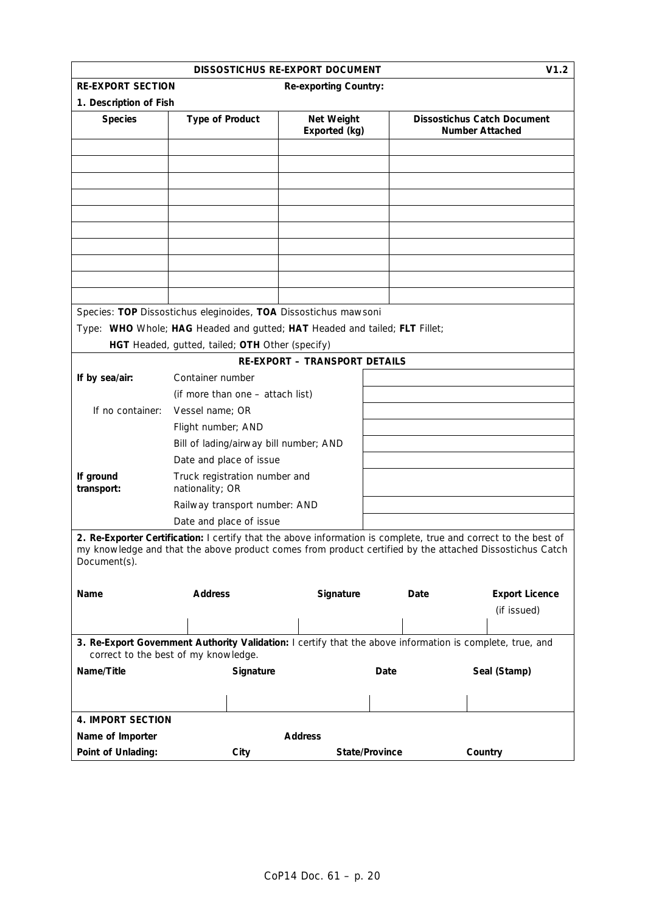**DISSOSTICHUS RE-EXPORT DOCUMENT** **V1.2**

**RE-EXPORT SECTION** **Re-exporting Country:**

**1. Description of Fish**

| Species | Type of Product | Net Weight Exported (kg) | Dissostichus Catch Document Number Attached |
|---|---|---|---|
| | | | |
| | | | |
| | | | |
| | | | |
| | | | |
| | | | |
| | | | |
| | | | |
| | | | |
| | | | |

Species: **TOP** Dissostichus eleginoides, **TOA** Dissostichus mawsoni

Type: **WHO** Whole; **HAG** Headed and gutted; **HAT** Headed and tailed; **FLT** Fillet;
**HGT** Headed, gutted, tailed; **OTH** Other (specify)

**RE-EXPORT – TRANSPORT DETAILS**

| | | |
|---|---|---|
| **If by sea/air:** | Container number | |
| | (if more than one – attach list) | |
| If no container: | Vessel name; OR | |
| | Flight number; AND | |
| | Bill of lading/airway bill number; AND | |
| | Date and place of issue | |
| **If ground transport:** | Truck registration number and nationality; OR | |
| | Railway transport number: AND | |
| | Date and place of issue | |

**2. Re-Exporter Certification:** I certify that the above information is complete, true and correct to the best of my knowledge and that the above product comes from product certified by the attached Dissostichus Catch Document(s).

| Name | Address | Signature | Date | Export Licence (if issued) |
|---|---|---|---|---|
| | | | | |

**3. Re-Export Government Authority Validation:** I certify that the above information is complete, true, and correct to the best of my knowledge.

| Name/Title | Signature | Date | Seal (Stamp) |
|---|---|---|---|
| | | | |

**4. IMPORT SECTION**

**Name of Importer** **Address**

**Point of Unlading:** **City** **State/Province** **Country**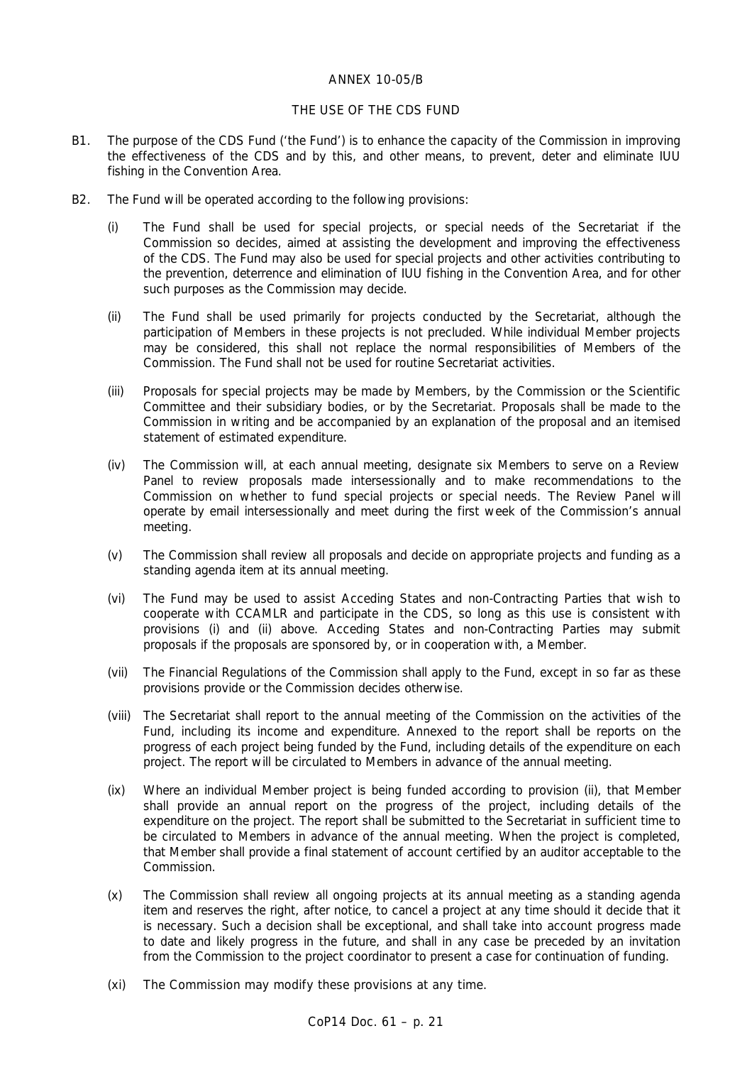# ANNEX 10-05/B

## THE USE OF THE CDS FUND

B1. The purpose of the CDS Fund ('the Fund') is to enhance the capacity of the Commission in improving the effectiveness of the CDS and by this, and other means, to prevent, deter and eliminate IUU fishing in the Convention Area.

B2. The Fund will be operated according to the following provisions:

(i) The Fund shall be used for special projects, or special needs of the Secretariat if the Commission so decides, aimed at assisting the development and improving the effectiveness of the CDS. The Fund may also be used for special projects and other activities contributing to the prevention, deterrence and elimination of IUU fishing in the Convention Area, and for other such purposes as the Commission may decide.

(ii) The Fund shall be used primarily for projects conducted by the Secretariat, although the participation of Members in these projects is not precluded. While individual Member projects may be considered, this shall not replace the normal responsibilities of Members of the Commission. The Fund shall not be used for routine Secretariat activities.

(iii) Proposals for special projects may be made by Members, by the Commission or the Scientific Committee and their subsidiary bodies, or by the Secretariat. Proposals shall be made to the Commission in writing and be accompanied by an explanation of the proposal and an itemised statement of estimated expenditure.

(iv) The Commission will, at each annual meeting, designate six Members to serve on a Review Panel to review proposals made intersessionally and to make recommendations to the Commission on whether to fund special projects or special needs. The Review Panel will operate by email intersessionally and meet during the first week of the Commission's annual meeting.

(v) The Commission shall review all proposals and decide on appropriate projects and funding as a standing agenda item at its annual meeting.

(vi) The Fund may be used to assist Acceding States and non-Contracting Parties that wish to cooperate with CCAMLR and participate in the CDS, so long as this use is consistent with provisions (i) and (ii) above. Acceding States and non-Contracting Parties may submit proposals if the proposals are sponsored by, or in cooperation with, a Member.

(vii) The Financial Regulations of the Commission shall apply to the Fund, except in so far as these provisions provide or the Commission decides otherwise.

(viii) The Secretariat shall report to the annual meeting of the Commission on the activities of the Fund, including its income and expenditure. Annexed to the report shall be reports on the progress of each project being funded by the Fund, including details of the expenditure on each project. The report will be circulated to Members in advance of the annual meeting.

(ix) Where an individual Member project is being funded according to provision (ii), that Member shall provide an annual report on the progress of the project, including details of the expenditure on the project. The report shall be submitted to the Secretariat in sufficient time to be circulated to Members in advance of the annual meeting. When the project is completed, that Member shall provide a final statement of account certified by an auditor acceptable to the Commission.

(x) The Commission shall review all ongoing projects at its annual meeting as a standing agenda item and reserves the right, after notice, to cancel a project at any time should it decide that it is necessary. Such a decision shall be exceptional, and shall take into account progress made to date and likely progress in the future, and shall in any case be preceded by an invitation from the Commission to the project coordinator to present a case for continuation of funding.

(xi) The Commission may modify these provisions at any time.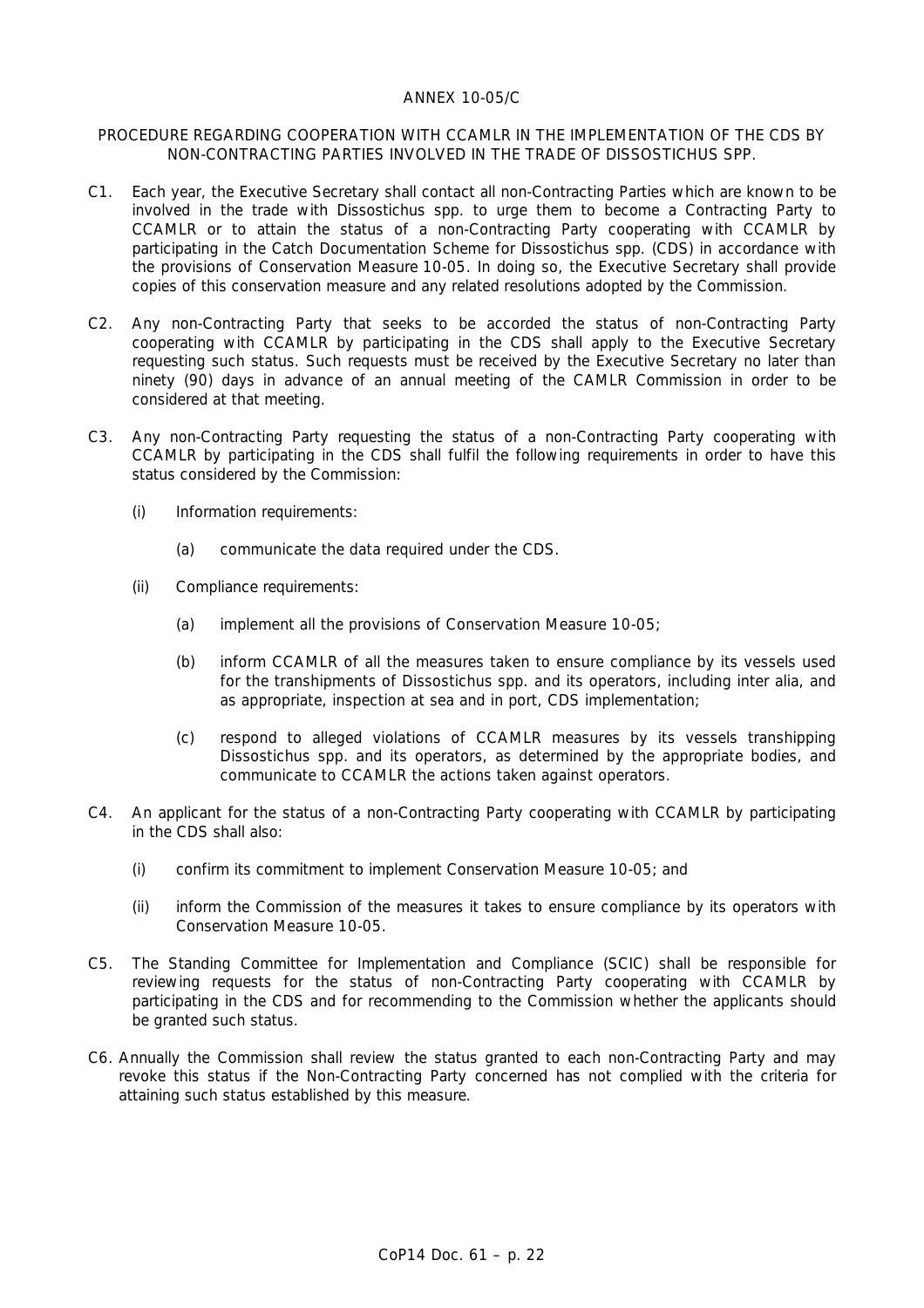# ANNEX 10-05/C

## PROCEDURE REGARDING COOPERATION WITH CCAMLR IN THE IMPLEMENTATION OF THE CDS BY NON-CONTRACTING PARTIES INVOLVED IN THE TRADE OF DISSOSTICHUS SPP.

C1. Each year, the Executive Secretary shall contact all non-Contracting Parties which are known to be involved in the trade with *Dissostichus* spp. to urge them to become a Contracting Party to CCAMLR or to attain the status of a non-Contracting Party cooperating with CCAMLR by participating in the Catch Documentation Scheme for *Dissostichus* spp. (CDS) in accordance with the provisions of Conservation Measure 10-05. In doing so, the Executive Secretary shall provide copies of this conservation measure and any related resolutions adopted by the Commission.

C2. Any non-Contracting Party that seeks to be accorded the status of non-Contracting Party cooperating with CCAMLR by participating in the CDS shall apply to the Executive Secretary requesting such status. Such requests must be received by the Executive Secretary no later than ninety (90) days in advance of an annual meeting of the CAMLR Commission in order to be considered at that meeting.

C3. Any non-Contracting Party requesting the status of a non-Contracting Party cooperating with CCAMLR by participating in the CDS shall fulfil the following requirements in order to have this status considered by the Commission:

- (i) Information requirements:
  - (a) communicate the data required under the CDS.
- (ii) Compliance requirements:
  - (a) implement all the provisions of Conservation Measure 10-05;
  - (b) inform CCAMLR of all the measures taken to ensure compliance by its vessels used for the transhipments of *Dissostichus* spp. and its operators, including *inter alia*, and as appropriate, inspection at sea and in port, CDS implementation;
  - (c) respond to alleged violations of CCAMLR measures by its vessels transhipping *Dissostichus* spp. and its operators, as determined by the appropriate bodies, and communicate to CCAMLR the actions taken against operators.

C4. An applicant for the status of a non-Contracting Party cooperating with CCAMLR by participating in the CDS shall also:

- (i) confirm its commitment to implement Conservation Measure 10-05; and
- (ii) inform the Commission of the measures it takes to ensure compliance by its operators with Conservation Measure 10-05.

C5. The Standing Committee for Implementation and Compliance (SCIC) shall be responsible for reviewing requests for the status of non-Contracting Party cooperating with CCAMLR by participating in the CDS and for recommending to the Commission whether the applicants should be granted such status.

C6. Annually the Commission shall review the status granted to each non-Contracting Party and may revoke this status if the Non-Contracting Party concerned has not complied with the criteria for attaining such status established by this measure.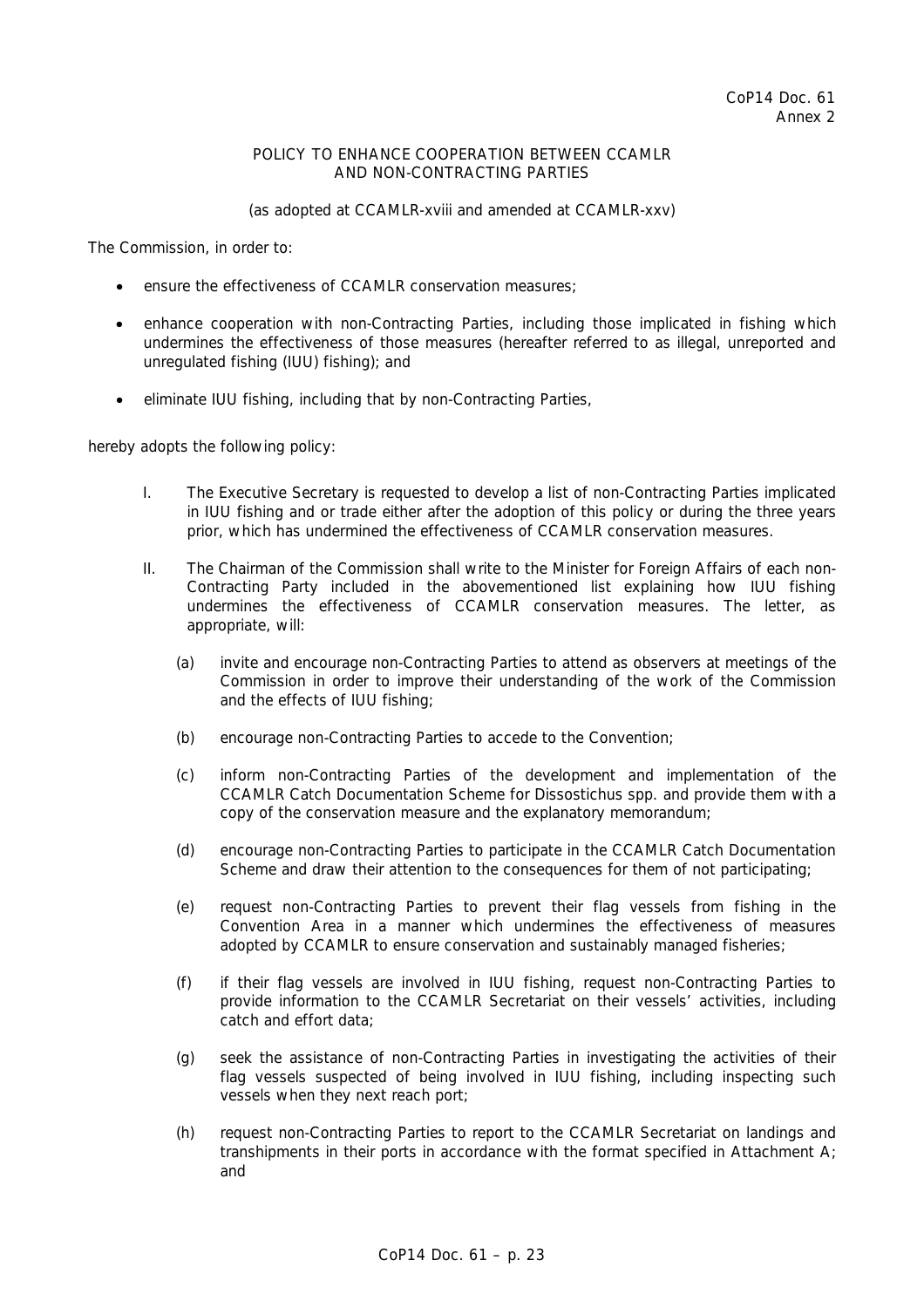CoP14 Doc. 61
Annex 2

## POLICY TO ENHANCE COOPERATION BETWEEN CCAMLR AND NON-CONTRACTING PARTIES

(as adopted at CCAMLR-xviii and amended at CCAMLR-xxv)

The Commission, in order to:

- ensure the effectiveness of CCAMLR conservation measures;
- enhance cooperation with non-Contracting Parties, including those implicated in fishing which undermines the effectiveness of those measures (hereafter referred to as illegal, unreported and unregulated fishing (IUU) fishing); and
- eliminate IUU fishing, including that by non-Contracting Parties,

hereby adopts the following policy:

I. The Executive Secretary is requested to develop a list of non-Contracting Parties implicated in IUU fishing and or trade either after the adoption of this policy or during the three years prior, which has undermined the effectiveness of CCAMLR conservation measures.

II. The Chairman of the Commission shall write to the Minister for Foreign Affairs of each non-Contracting Party included in the abovementioned list explaining how IUU fishing undermines the effectiveness of CCAMLR conservation measures. The letter, as appropriate, will:

   (a) invite and encourage non-Contracting Parties to attend as observers at meetings of the Commission in order to improve their understanding of the work of the Commission and the effects of IUU fishing;

   (b) encourage non-Contracting Parties to accede to the Convention;

   (c) inform non-Contracting Parties of the development and implementation of the CCAMLR Catch Documentation Scheme for Dissostichus spp. and provide them with a copy of the conservation measure and the explanatory memorandum;

   (d) encourage non-Contracting Parties to participate in the CCAMLR Catch Documentation Scheme and draw their attention to the consequences for them of not participating;

   (e) request non-Contracting Parties to prevent their flag vessels from fishing in the Convention Area in a manner which undermines the effectiveness of measures adopted by CCAMLR to ensure conservation and sustainably managed fisheries;

   (f) if their flag vessels are involved in IUU fishing, request non-Contracting Parties to provide information to the CCAMLR Secretariat on their vessels' activities, including catch and effort data;

   (g) seek the assistance of non-Contracting Parties in investigating the activities of their flag vessels suspected of being involved in IUU fishing, including inspecting such vessels when they next reach port;

   (h) request non-Contracting Parties to report to the CCAMLR Secretariat on landings and transhipments in their ports in accordance with the format specified in Attachment A; and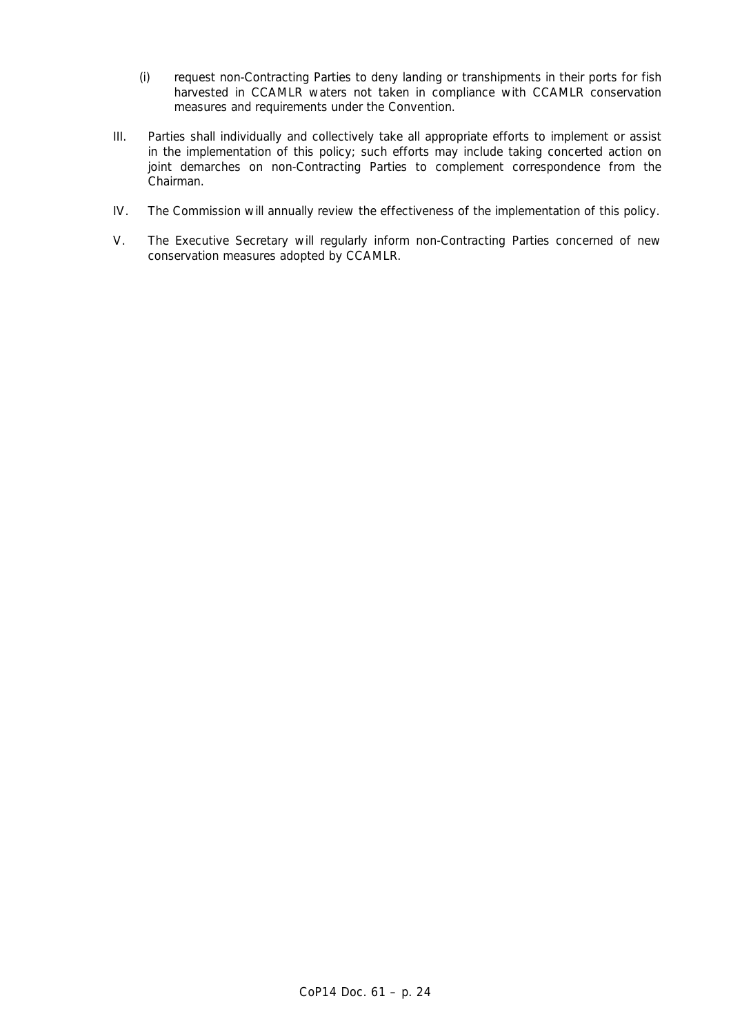(i) request non-Contracting Parties to deny landing or transhipments in their ports for fish harvested in CCAMLR waters not taken in compliance with CCAMLR conservation measures and requirements under the Convention.

III. Parties shall individually and collectively take all appropriate efforts to implement or assist in the implementation of this policy; such efforts may include taking concerted action on joint demarches on non-Contracting Parties to complement correspondence from the Chairman.

IV. The Commission will annually review the effectiveness of the implementation of this policy.

V. The Executive Secretary will regularly inform non-Contracting Parties concerned of new conservation measures adopted by CCAMLR.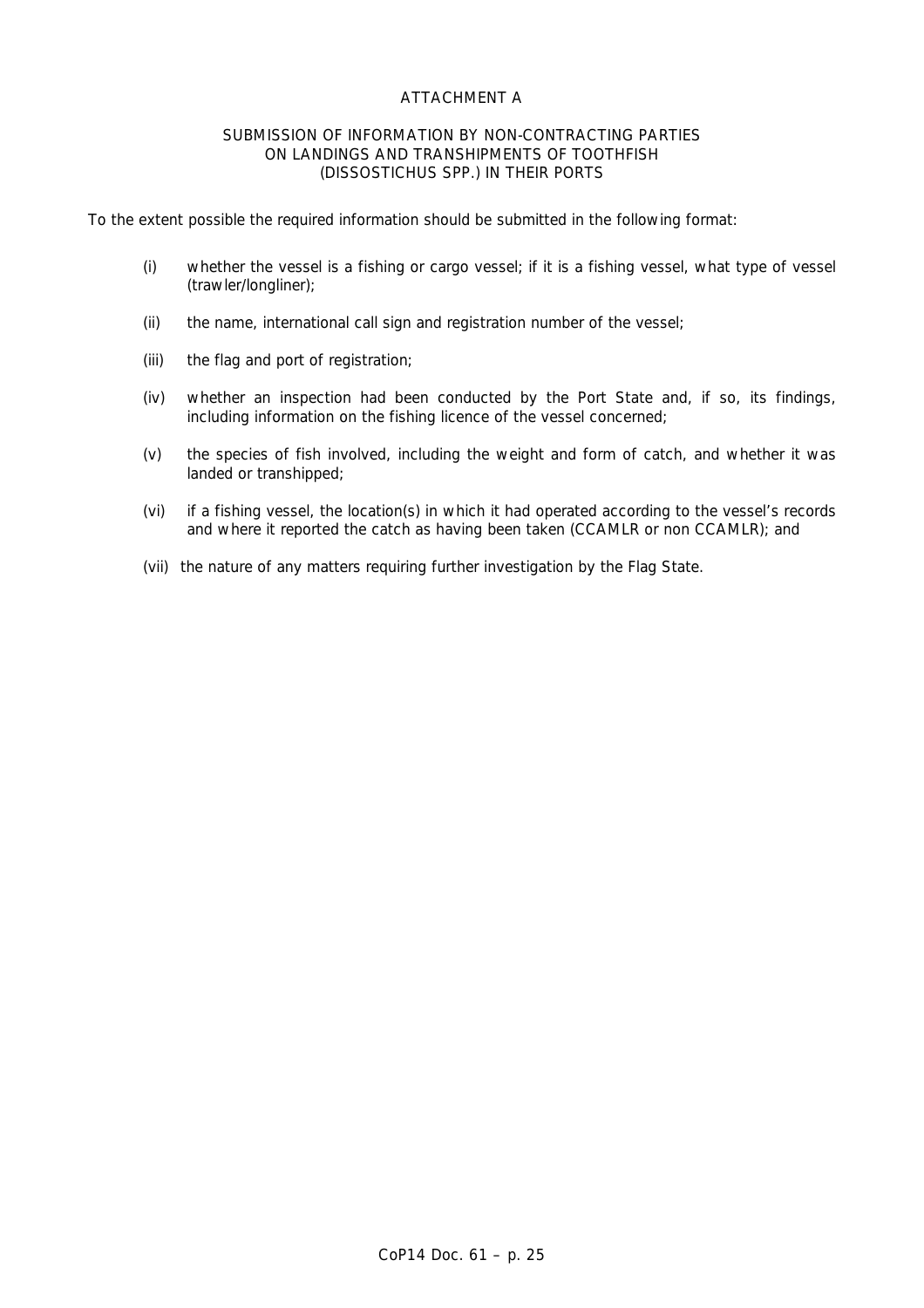# ATTACHMENT A

## SUBMISSION OF INFORMATION BY NON-CONTRACTING PARTIES ON LANDINGS AND TRANSHIPMENTS OF TOOTHFISH (DISSOSTICHUS SPP.) IN THEIR PORTS

To the extent possible the required information should be submitted in the following format:

(i) whether the vessel is a fishing or cargo vessel; if it is a fishing vessel, what type of vessel (trawler/longliner);

(ii) the name, international call sign and registration number of the vessel;

(iii) the flag and port of registration;

(iv) whether an inspection had been conducted by the Port State and, if so, its findings, including information on the fishing licence of the vessel concerned;

(v) the species of fish involved, including the weight and form of catch, and whether it was landed or transhipped;

(vi) if a fishing vessel, the location(s) in which it had operated according to the vessel's records and where it reported the catch as having been taken (CCAMLR or non CCAMLR); and

(vii) the nature of any matters requiring further investigation by the Flag State.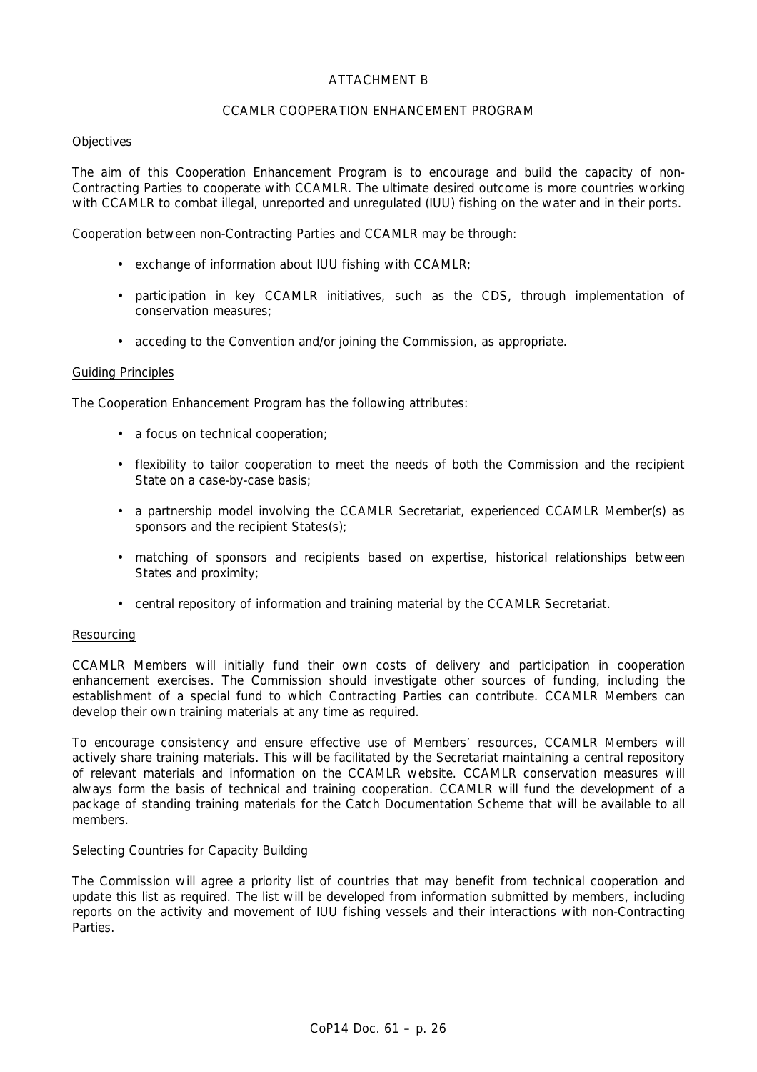ATTACHMENT B

CCAMLR COOPERATION ENHANCEMENT PROGRAM

Objectives

The aim of this Cooperation Enhancement Program is to encourage and build the capacity of non-Contracting Parties to cooperate with CCAMLR. The ultimate desired outcome is more countries working with CCAMLR to combat illegal, unreported and unregulated (IUU) fishing on the water and in their ports.

Cooperation between non-Contracting Parties and CCAMLR may be through:

- exchange of information about IUU fishing with CCAMLR;
- participation in key CCAMLR initiatives, such as the CDS, through implementation of conservation measures;
- acceding to the Convention and/or joining the Commission, as appropriate.

Guiding Principles

The Cooperation Enhancement Program has the following attributes:

- a focus on technical cooperation;
- flexibility to tailor cooperation to meet the needs of both the Commission and the recipient State on a case-by-case basis;
- a partnership model involving the CCAMLR Secretariat, experienced CCAMLR Member(s) as sponsors and the recipient States(s);
- matching of sponsors and recipients based on expertise, historical relationships between States and proximity;
- central repository of information and training material by the CCAMLR Secretariat.

Resourcing

CCAMLR Members will initially fund their own costs of delivery and participation in cooperation enhancement exercises. The Commission should investigate other sources of funding, including the establishment of a special fund to which Contracting Parties can contribute. CCAMLR Members can develop their own training materials at any time as required.

To encourage consistency and ensure effective use of Members' resources, CCAMLR Members will actively share training materials. This will be facilitated by the Secretariat maintaining a central repository of relevant materials and information on the CCAMLR website. CCAMLR conservation measures will always form the basis of technical and training cooperation. CCAMLR will fund the development of a package of standing training materials for the Catch Documentation Scheme that will be available to all members.

Selecting Countries for Capacity Building

The Commission will agree a priority list of countries that may benefit from technical cooperation and update this list as required. The list will be developed from information submitted by members, including reports on the activity and movement of IUU fishing vessels and their interactions with non-Contracting Parties.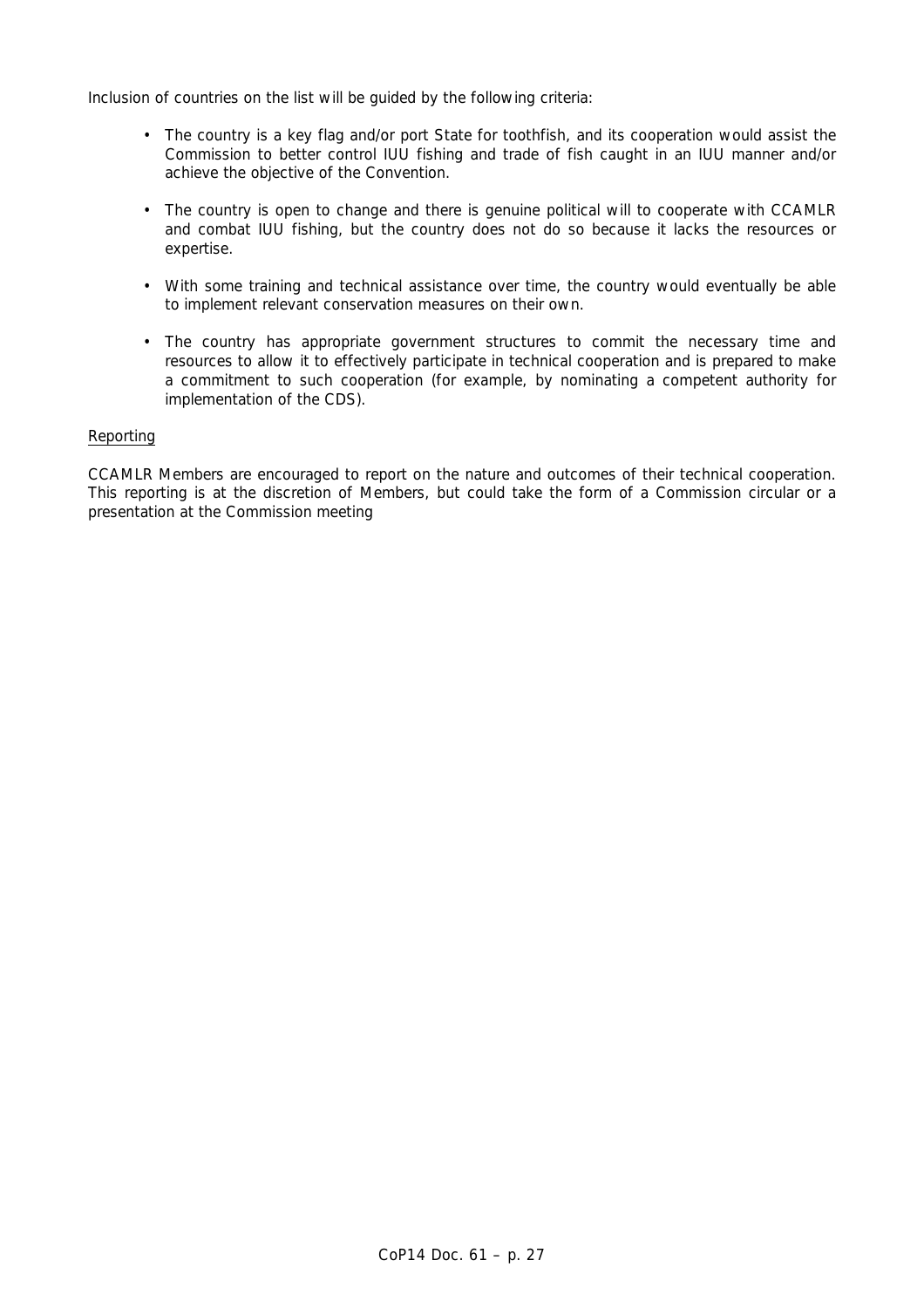Inclusion of countries on the list will be guided by the following criteria:

- The country is a key flag and/or port State for toothfish, and its cooperation would assist the Commission to better control IUU fishing and trade of fish caught in an IUU manner and/or achieve the objective of the Convention.
- The country is open to change and there is genuine political will to cooperate with CCAMLR and combat IUU fishing, but the country does not do so because it lacks the resources or expertise.
- With some training and technical assistance over time, the country would eventually be able to implement relevant conservation measures on their own.
- The country has appropriate government structures to commit the necessary time and resources to allow it to effectively participate in technical cooperation and is prepared to make a commitment to such cooperation (for example, by nominating a competent authority for implementation of the CDS).

<u>Reporting</u>

CCAMLR Members are encouraged to report on the nature and outcomes of their technical cooperation. This reporting is at the discretion of Members, but could take the form of a Commission circular or a presentation at the Commission meeting